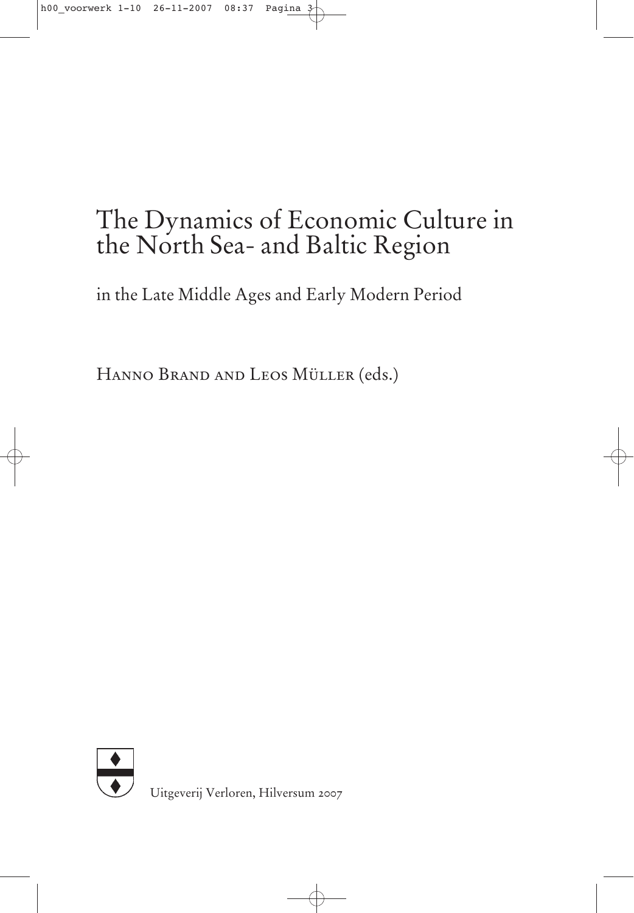# The Dynamics of Economic Culture in the North Sea- and Baltic Region

## in the Late Middle Ages and Early Modern Period

Hanno Brand and Leos Müller (eds.)

Uitgeverij Verloren, Hilversum 2007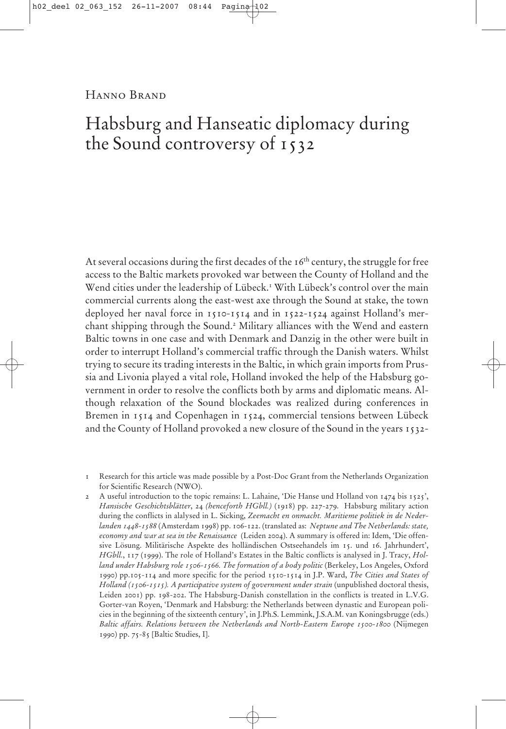Hanno Brand

# Habsburg and Hanseatic diplomacy during the Sound controversy of 1532

At several occasions during the first decades of the 16th century, the struggle for free access to the Baltic markets provoked war between the County of Holland and the Wend cities under the leadership of Lübeck.[1] With Lübeck's control over the main commercial currents along the east-west axe through the Sound at stake, the town deployed her naval force in 1510-1514 and in 1522-1524 against Holland's merchant shipping through the Sound.[2] Military alliances with the Wend and eastern Baltic towns in one case and with Denmark and Danzig in the other were built in order to interrupt Holland's commercial traffic through the Danish waters. Whilst trying to secure its trading interests in the Baltic, in which grain imports from Prussia and Livonia played a vital role, Holland invoked the help of the Habsburg government in order to resolve the conflicts both by arms and diplomatic means. Although relaxation of the Sound blockades was realized during conferences in Bremen in 1514 and Copenhagen in 1524, commercial tensions between Lübeck and the County of Holland provoked a new closure of the Sound in the years 1532-

1 Research for this article was made possible by a Post-Doc Grant from the Netherlands Organization for Scientific Research (NWO).

2 A useful introduction to the topic remains: L. Lahaine, 'Die Hanse und Holland von 1474 bis 1525', *Hansische Geschichtsblätter*, 24 *(henceforth HGbll.)* (1918) pp. 227-279. Habsburg military action during the conflicts in alalysed in L. Sicking, *Zeemacht en onmacht. Maritieme politiek in de Nederlanden 1448-1588* (Amsterdam 1998) pp. 106-122. (translated as: *Neptune and The Netherlands: state, economy and war at sea in the Renaissance* (Leiden 2004). A summary is offered in: Idem, 'Die offensive Lösung. Militärische Aspekte des holländischen Ostseehandels im 15. und 16. Jahrhundert', *HGbll.*, 117 (1999). The role of Holland's Estates in the Baltic conflicts is analysed in J. Tracy, *Holland under Habsburg role 1506-1566. The formation of a body politic* (Berkeley, Los Angeles, Oxford 1990) pp.105-114 and more specific for the period 1510-1514 in J.P. Ward, *The Cities and States of Holland (1506-1515). A participative system of government under strain* (unpublished doctoral thesis, Leiden 2001) pp. 198-202. The Habsburg-Danish constellation in the conflicts is treated in L.V.G. Gorter-van Royen, 'Denmark and Habsburg: the Netherlands between dynastic and European policies in the beginning of the sixteenth century', in J.Ph.S. Lemmink, J.S.A.M. van Koningsbrugge (eds.) *Baltic affairs. Relations between the Netherlands and North-Eastern Europe 1500-1800* (Nijmegen 1990) pp. 75-85 [Baltic Studies, I].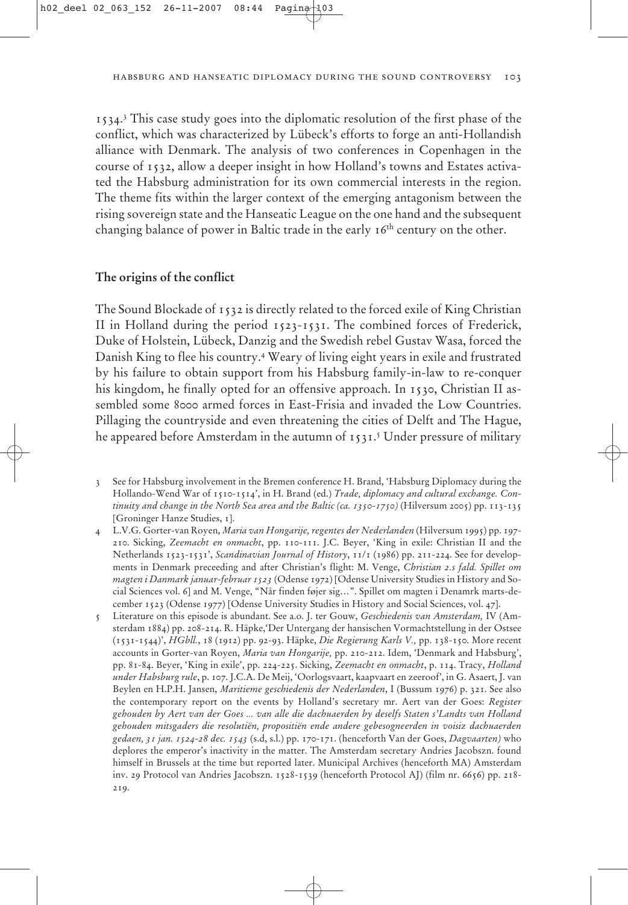1534.[3] This case study goes into the diplomatic resolution of the first phase of the conflict, which was characterized by Lübeck's efforts to forge an anti-Hollandish alliance with Denmark. The analysis of two conferences in Copenhagen in the course of 1532, allow a deeper insight in how Holland's towns and Estates activated the Habsburg administration for its own commercial interests in the region. The theme fits within the larger context of the emerging antagonism between the rising sovereign state and the Hanseatic League on the one hand and the subsequent changing balance of power in Baltic trade in the early 16th century on the other.

## The origins of the conflict

The Sound Blockade of 1532 is directly related to the forced exile of King Christian II in Holland during the period 1523-1531. The combined forces of Frederick, Duke of Holstein, Lübeck, Danzig and the Swedish rebel Gustav Wasa, forced the Danish King to flee his country.[4] Weary of living eight years in exile and frustrated by his failure to obtain support from his Habsburg family-in-law to re-conquer his kingdom, he finally opted for an offensive approach. In 1530, Christian II assembled some 8000 armed forces in East-Frisia and invaded the Low Countries. Pillaging the countryside and even threatening the cities of Delft and The Hague, he appeared before Amsterdam in the autumn of 1531.[5] Under pressure of military

3 See for Habsburg involvement in the Bremen conference H. Brand, 'Habsburg Diplomacy during the Hollando-Wend War of 1510-1514', in H. Brand (ed.) *Trade, diplomacy and cultural exchange. Continuity and change in the North Sea area and the Baltic (ca. 1350-1750)* (Hilversum 2005) pp. 113-135 [Groninger Hanze Studies, 1].

4 L.V.G. Gorter-van Royen, *Maria van Hongarije, regentes der Nederlanden* (Hilversum 1995) pp. 197-210. Sicking, *Zeemacht en onmacht*, pp. 110-111. J.C. Beyer, 'King in exile: Christian II and the Netherlands 1523-1531', *Scandinavian Journal of History*, 11/1 (1986) pp. 211-224. See for developments in Denmark preceeding and after Christian's flight: M. Venge, *Christian 2.s fald. Spillet om magten i Danmark januar-februar 1523* (Odense 1972) [Odense University Studies in History and Social Sciences vol. 6] and M. Venge, "*Når finden føjer sig…*". Spillet om magten i Denamrk marts-december 1523 (Odense 1977) [Odense University Studies in History and Social Sciences, vol. 47].

5 Literature on this episode is abundant. See a.o. J. ter Gouw, *Geschiedenis van Amsterdam,* IV (Amsterdam 1884) pp. 208-214. R. Häpke,'Der Untergang der hansischen Vormachtstellung in der Ostsee (1531-1544)', *HGbll.*, 18 (1912) pp. 92-93. Häpke, *Die Regierung Karls V.,* pp. 138-150. More recent accounts in Gorter-van Royen, *Maria van Hongarije,* pp. 210-212. Idem, 'Denmark and Habsburg', pp. 81-84. Beyer, 'King in exile', pp. 224-225. Sicking, *Zeemacht en onmacht*, p. 114. Tracy, *Holland under Habsburg rule*, p. 107. J.C.A. De Meij, 'Oorlogsvaart, kaapvaart en zeeroof', in G. Asaert, J. van Beylen en H.P.H. Jansen, *Maritieme geschiedenis der Nederlanden*, I (Bussum 1976) p. 321. See also the contemporary report on the events by Holland's secretary mr. Aert van der Goes: *Register gehouden by Aert van der Goes ... van alle die dachuaerden by deselfs Staten s'Landts van Holland gehouden mitsgaders die resolutiën, propositiën ende andere gebesogneerden in voisiz dachuaerden gedaen, 31 jan. 1524-28 dec. 1543* (s.d, s.l.) pp. 170-171. (henceforth Van der Goes, *Dagvaarten)* who deplores the emperor's inactivity in the matter. The Amsterdam secretary Andries Jacobszn. found himself in Brussels at the time but reported later. Municipal Archives (henceforth MA) Amsterdam inv. 29 Protocol van Andries Jacobszn. 1528-1539 (henceforth Protocol AJ) (film nr. 6656) pp. 218-219.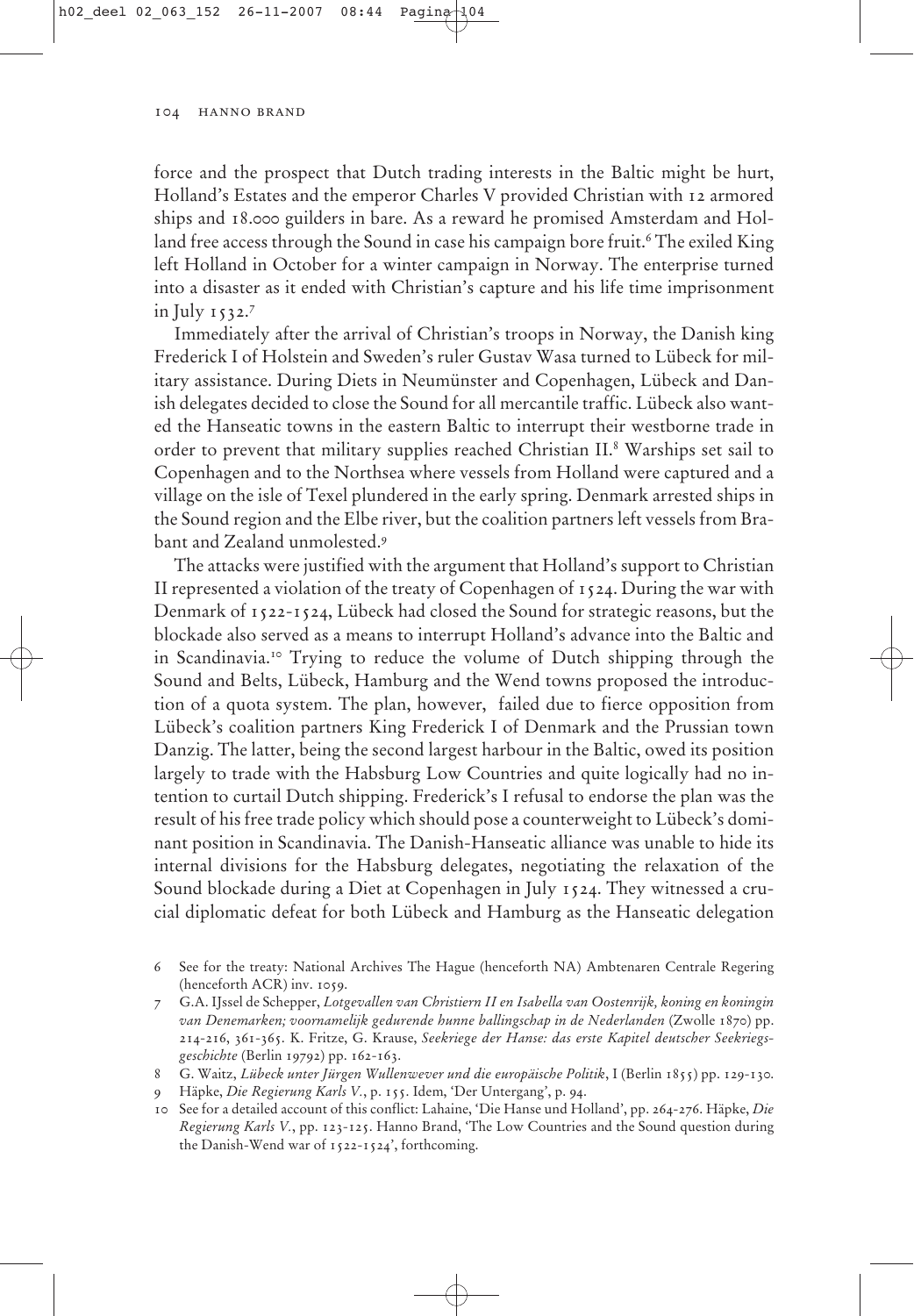force and the prospect that Dutch trading interests in the Baltic might be hurt, Holland's Estates and the emperor Charles V provided Christian with 12 armored ships and 18.000 guilders in bare. As a reward he promised Amsterdam and Holland free access through the Sound in case his campaign bore fruit.[6] The exiled King left Holland in October for a winter campaign in Norway. The enterprise turned into a disaster as it ended with Christian's capture and his life time imprisonment in July 1532.[7]

Immediately after the arrival of Christian's troops in Norway, the Danish king Frederick I of Holstein and Sweden's ruler Gustav Wasa turned to Lübeck for military assistance. During Diets in Neumünster and Copenhagen, Lübeck and Danish delegates decided to close the Sound for all mercantile traffic. Lübeck also wanted the Hanseatic towns in the eastern Baltic to interrupt their westborne trade in order to prevent that military supplies reached Christian II.[8] Warships set sail to Copenhagen and to the Northsea where vessels from Holland were captured and a village on the isle of Texel plundered in the early spring. Denmark arrested ships in the Sound region and the Elbe river, but the coalition partners left vessels from Brabant and Zealand unmolested.[9]

The attacks were justified with the argument that Holland's support to Christian II represented a violation of the treaty of Copenhagen of 1524. During the war with Denmark of 1522-1524, Lübeck had closed the Sound for strategic reasons, but the blockade also served as a means to interrupt Holland's advance into the Baltic and in Scandinavia.[10] Trying to reduce the volume of Dutch shipping through the Sound and Belts, Lübeck, Hamburg and the Wend towns proposed the introduction of a quota system. The plan, however, failed due to fierce opposition from Lübeck's coalition partners King Frederick I of Denmark and the Prussian town Danzig. The latter, being the second largest harbour in the Baltic, owed its position largely to trade with the Habsburg Low Countries and quite logically had no intention to curtail Dutch shipping. Frederick's I refusal to endorse the plan was the result of his free trade policy which should pose a counterweight to Lübeck's dominant position in Scandinavia. The Danish-Hanseatic alliance was unable to hide its internal divisions for the Habsburg delegates, negotiating the relaxation of the Sound blockade during a Diet at Copenhagen in July 1524. They witnessed a crucial diplomatic defeat for both Lübeck and Hamburg as the Hanseatic delegation

6 See for the treaty: National Archives The Hague (henceforth NA) Ambtenaren Centrale Regering (henceforth ACR) inv. 1059.

7 G.A. IJssel de Schepper, *Lotgevallen van Christiern II en Isabella van Oostenrijk, koning en koningin van Denemarken; voornamelijk gedurende hunne ballingschap in de Nederlanden* (Zwolle 1870) pp. 214-216, 361-365. K. Fritze, G. Krause, *Seekriege der Hanse: das erste Kapitel deutscher Seekriegsgeschichte* (Berlin 19792) pp. 162-163.

8 G. Waitz, *Lübeck unter Jürgen Wullenwever und die europäische Politik*, I (Berlin 1855) pp. 129-130.

9 Häpke, *Die Regierung Karls V.*, p. 155. Idem, 'Der Untergang', p. 94.

10 See for a detailed account of this conflict: Lahaine, 'Die Hanse und Holland', pp. 264-276. Häpke, *Die Regierung Karls V.*, pp. 123-125. Hanno Brand, 'The Low Countries and the Sound question during the Danish-Wend war of 1522-1524', forthcoming.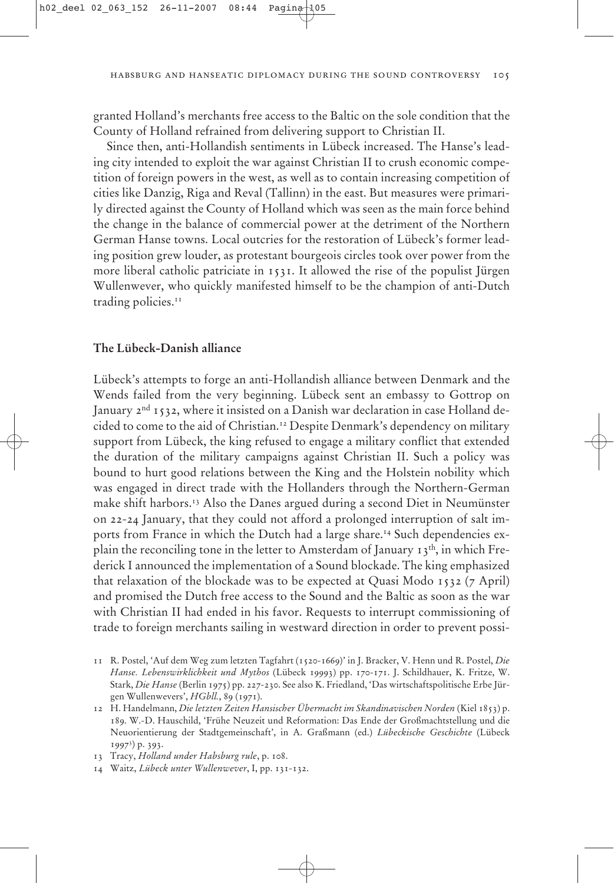granted Holland's merchants free access to the Baltic on the sole condition that the County of Holland refrained from delivering support to Christian II.

Since then, anti-Hollandish sentiments in Lübeck increased. The Hanse's leading city intended to exploit the war against Christian II to crush economic competition of foreign powers in the west, as well as to contain increasing competition of cities like Danzig, Riga and Reval (Tallinn) in the east. But measures were primarily directed against the County of Holland which was seen as the main force behind the change in the balance of commercial power at the detriment of the Northern German Hanse towns. Local outcries for the restoration of Lübeck's former leading position grew louder, as protestant bourgeois circles took over power from the more liberal catholic patriciate in 1531. It allowed the rise of the populist Jürgen Wullenwever, who quickly manifested himself to be the champion of anti-Dutch trading policies.[11]

## The Lübeck-Danish alliance

Lübeck's attempts to forge an anti-Hollandish alliance between Denmark and the Wends failed from the very beginning. Lübeck sent an embassy to Gottrop on January 2nd 1532, where it insisted on a Danish war declaration in case Holland decided to come to the aid of Christian.[12] Despite Denmark's dependency on military support from Lübeck, the king refused to engage a military conflict that extended the duration of the military campaigns against Christian II. Such a policy was bound to hurt good relations between the King and the Holstein nobility which was engaged in direct trade with the Hollanders through the Northern-German make shift harbors.[13] Also the Danes argued during a second Diet in Neumünster on 22-24 January, that they could not afford a prolonged interruption of salt imports from France in which the Dutch had a large share.[14] Such dependencies explain the reconciling tone in the letter to Amsterdam of January 13th, in which Frederick I announced the implementation of a Sound blockade. The king emphasized that relaxation of the blockade was to be expected at Quasi Modo 1532 (7 April) and promised the Dutch free access to the Sound and the Baltic as soon as the war with Christian II had ended in his favor. Requests to interrupt commissioning of trade to foreign merchants sailing in westward direction in order to prevent possi-

11 R. Postel, 'Auf dem Weg zum letzten Tagfahrt (1520-1669)' in J. Bracker, V. Henn und R. Postel, *Die Hanse. Lebenswirklichkeit und Mythos* (Lübeck 1999³) pp. 170-171. J. Schildhauer, K. Fritze, W. Stark, *Die Hanse* (Berlin 1975) pp. 227-230. See also K. Friedland, 'Das wirtschaftspolitische Erbe Jürgen Wullenwevers', *HGbll.*, 89 (1971).

12 H. Handelmann, *Die letzten Zeiten Hansischer Übermacht im Skandinavischen Norden* (Kiel 1853) p. 189. W.-D. Hauschild, 'Frühe Neuzeit und Reformation: Das Ende der Großmachtstellung und die Neuorientierung der Stadtgemeinschaft', in A. Graßmann (ed.) *Lübeckische Geschichte* (Lübeck 1997³) p. 393.

13 Tracy, *Holland under Habsburg rule*, p. 108.

14 Waitz, *Lübeck unter Wullenwever*, I, pp. 131-132.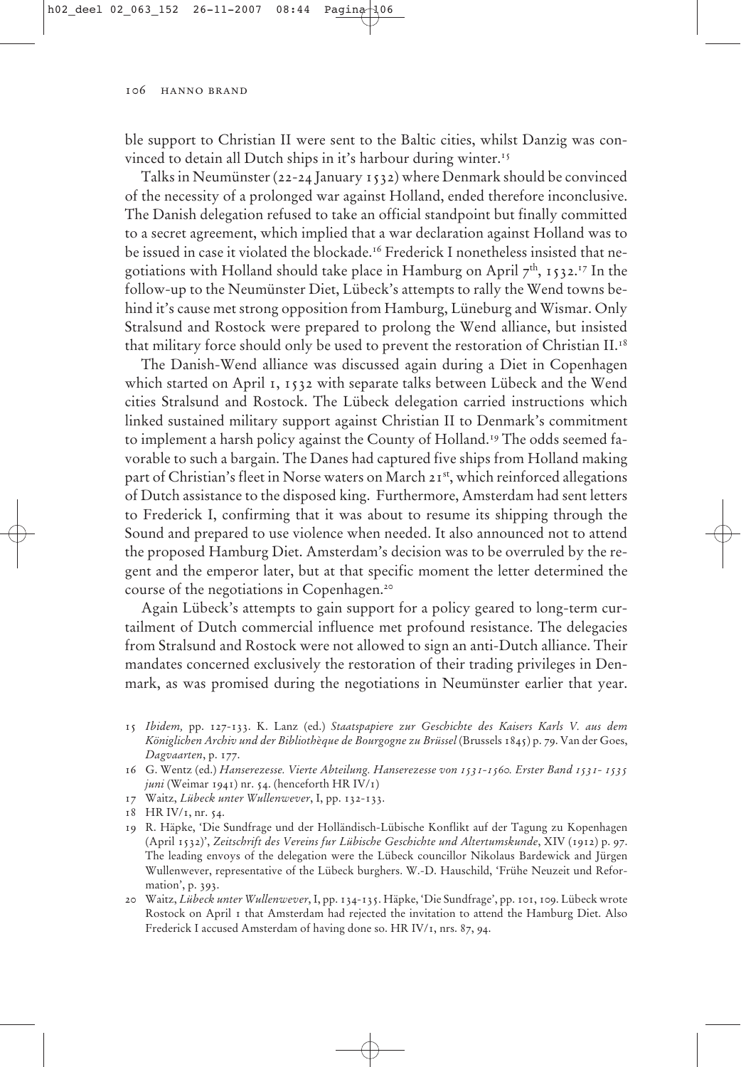ble support to Christian II were sent to the Baltic cities, whilst Danzig was convinced to detain all Dutch ships in it's harbour during winter.[15]

Talks in Neumünster (22-24 January 1532) where Denmark should be convinced of the necessity of a prolonged war against Holland, ended therefore inconclusive. The Danish delegation refused to take an official standpoint but finally committed to a secret agreement, which implied that a war declaration against Holland was to be issued in case it violated the blockade.[16] Frederick I nonetheless insisted that negotiations with Holland should take place in Hamburg on April 7th, 1532.[17] In the follow-up to the Neumünster Diet, Lübeck's attempts to rally the Wend towns behind it's cause met strong opposition from Hamburg, Lüneburg and Wismar. Only Stralsund and Rostock were prepared to prolong the Wend alliance, but insisted that military force should only be used to prevent the restoration of Christian II.[18]

The Danish-Wend alliance was discussed again during a Diet in Copenhagen which started on April 1, 1532 with separate talks between Lübeck and the Wend cities Stralsund and Rostock. The Lübeck delegation carried instructions which linked sustained military support against Christian II to Denmark's commitment to implement a harsh policy against the County of Holland.[19] The odds seemed favorable to such a bargain. The Danes had captured five ships from Holland making part of Christian's fleet in Norse waters on March 21st, which reinforced allegations of Dutch assistance to the disposed king. Furthermore, Amsterdam had sent letters to Frederick I, confirming that it was about to resume its shipping through the Sound and prepared to use violence when needed. It also announced not to attend the proposed Hamburg Diet. Amsterdam's decision was to be overruled by the regent and the emperor later, but at that specific moment the letter determined the course of the negotiations in Copenhagen.[20]

Again Lübeck's attempts to gain support for a policy geared to long-term curtailment of Dutch commercial influence met profound resistance. The delegacies from Stralsund and Rostock were not allowed to sign an anti-Dutch alliance. Their mandates concerned exclusively the restoration of their trading privileges in Denmark, as was promised during the negotiations in Neumünster earlier that year.

15 *Ibidem,* pp. 127-133. K. Lanz (ed.) *Staatspapiere zur Geschichte des Kaisers Karls V. aus dem Königlichen Archiv und der Bibliothèque de Bourgogne zu Brüssel* (Brussels 1845) p. 79. Van der Goes, *Dagvaarten*, p. 177.

16 G. Wentz (ed.) *Hanserezesse. Vierte Abteilung. Hanserezesse von 1531-1560. Erster Band 1531- 1535 juni* (Weimar 1941) nr. 54. (henceforth HR IV/1)

17 Waitz, *Lübeck unter Wullenwever*, I, pp. 132-133.

18 HR IV/1, nr. 54.

19 R. Häpke, 'Die Sundfrage und der Holländisch-Lübische Konflikt auf der Tagung zu Kopenhagen (April 1532)', *Zeitschrift des Vereins fur Lübische Geschichte und Altertumskunde*, XIV (1912) p. 97. The leading envoys of the delegation were the Lübeck councillor Nikolaus Bardewick and Jürgen Wullenwever, representative of the Lübeck burghers. W.-D. Hauschild, 'Frühe Neuzeit und Reformation', p. 393.

20 Waitz, *Lübeck unter Wullenwever*, I, pp. 134-135. Häpke, 'Die Sundfrage', pp. 101, 109. Lübeck wrote Rostock on April 1 that Amsterdam had rejected the invitation to attend the Hamburg Diet. Also Frederick I accused Amsterdam of having done so. HR IV/1, nrs. 87, 94.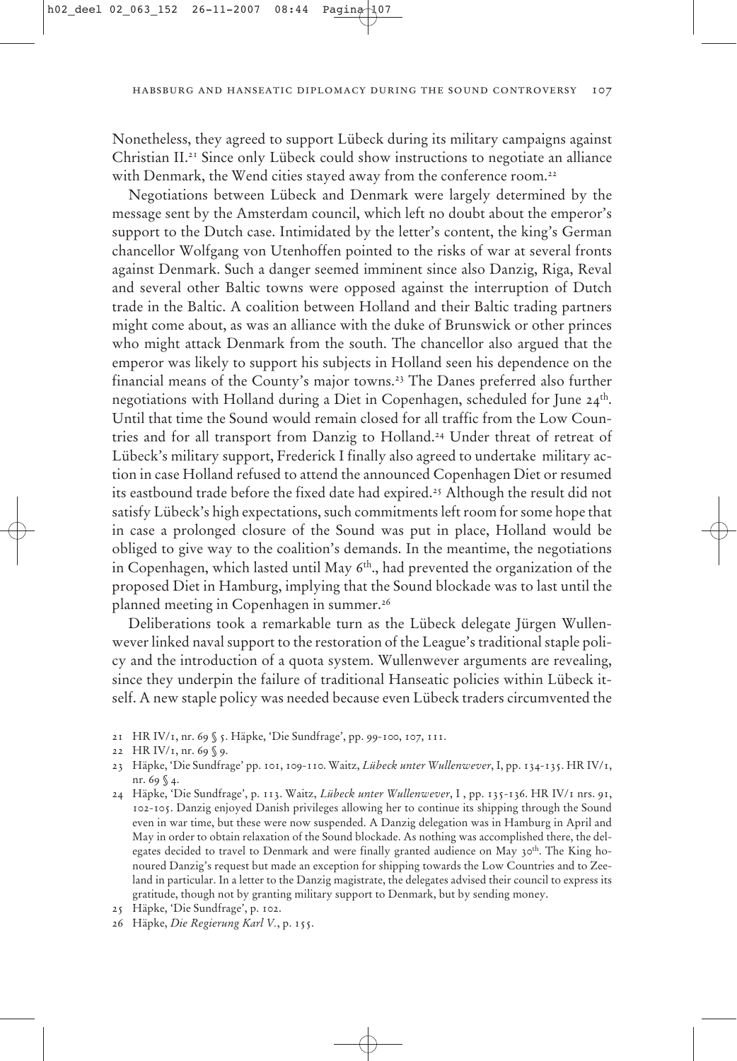Nonetheless, they agreed to support Lübeck during its military campaigns against Christian II.[21] Since only Lübeck could show instructions to negotiate an alliance with Denmark, the Wend cities stayed away from the conference room.[22]

Negotiations between Lübeck and Denmark were largely determined by the message sent by the Amsterdam council, which left no doubt about the emperor's support to the Dutch case. Intimidated by the letter's content, the king's German chancellor Wolfgang von Utenhoffen pointed to the risks of war at several fronts against Denmark. Such a danger seemed imminent since also Danzig, Riga, Reval and several other Baltic towns were opposed against the interruption of Dutch trade in the Baltic. A coalition between Holland and their Baltic trading partners might come about, as was an alliance with the duke of Brunswick or other princes who might attack Denmark from the south. The chancellor also argued that the emperor was likely to support his subjects in Holland seen his dependence on the financial means of the County's major towns.[23] The Danes preferred also further negotiations with Holland during a Diet in Copenhagen, scheduled for June 24th. Until that time the Sound would remain closed for all traffic from the Low Countries and for all transport from Danzig to Holland.[24] Under threat of retreat of Lübeck's military support, Frederick I finally also agreed to undertake military action in case Holland refused to attend the announced Copenhagen Diet or resumed its eastbound trade before the fixed date had expired.[25] Although the result did not satisfy Lübeck's high expectations, such commitments left room for some hope that in case a prolonged closure of the Sound was put in place, Holland would be obliged to give way to the coalition's demands. In the meantime, the negotiations in Copenhagen, which lasted until May 6th., had prevented the organization of the proposed Diet in Hamburg, implying that the Sound blockade was to last until the planned meeting in Copenhagen in summer.[26]

Deliberations took a remarkable turn as the Lübeck delegate Jürgen Wullenwever linked naval support to the restoration of the League's traditional staple policy and the introduction of a quota system. Wullenwever arguments are revealing, since they underpin the failure of traditional Hanseatic policies within Lübeck itself. A new staple policy was needed because even Lübeck traders circumvented the

---

21 HR IV/1, nr. 69 § 5. Häpke, 'Die Sundfrage', pp. 99-100, 107, 111.

22 HR IV/1, nr. 69 § 9.

23 Häpke, 'Die Sundfrage' pp. 101, 109-110. Waitz, *Lübeck unter Wullenwever*, I, pp. 134-135. HR IV/1, nr. 69 § 4.

24 Häpke, 'Die Sundfrage', p. 113. Waitz, *Lübeck unter Wullenwever*, I , pp. 135-136. HR IV/1 nrs. 91, 102-105. Danzig enjoyed Danish privileges allowing her to continue its shipping through the Sound even in war time, but these were now suspended. A Danzig delegation was in Hamburg in April and May in order to obtain relaxation of the Sound blockade. As nothing was accomplished there, the delegates decided to travel to Denmark and were finally granted audience on May 30th. The King honoured Danzig's request but made an exception for shipping towards the Low Countries and to Zeeland in particular. In a letter to the Danzig magistrate, the delegates advised their council to express its gratitude, though not by granting military support to Denmark, but by sending money.

25 Häpke, 'Die Sundfrage', p. 102.

26 Häpke, *Die Regierung Karl V.*, p. 155.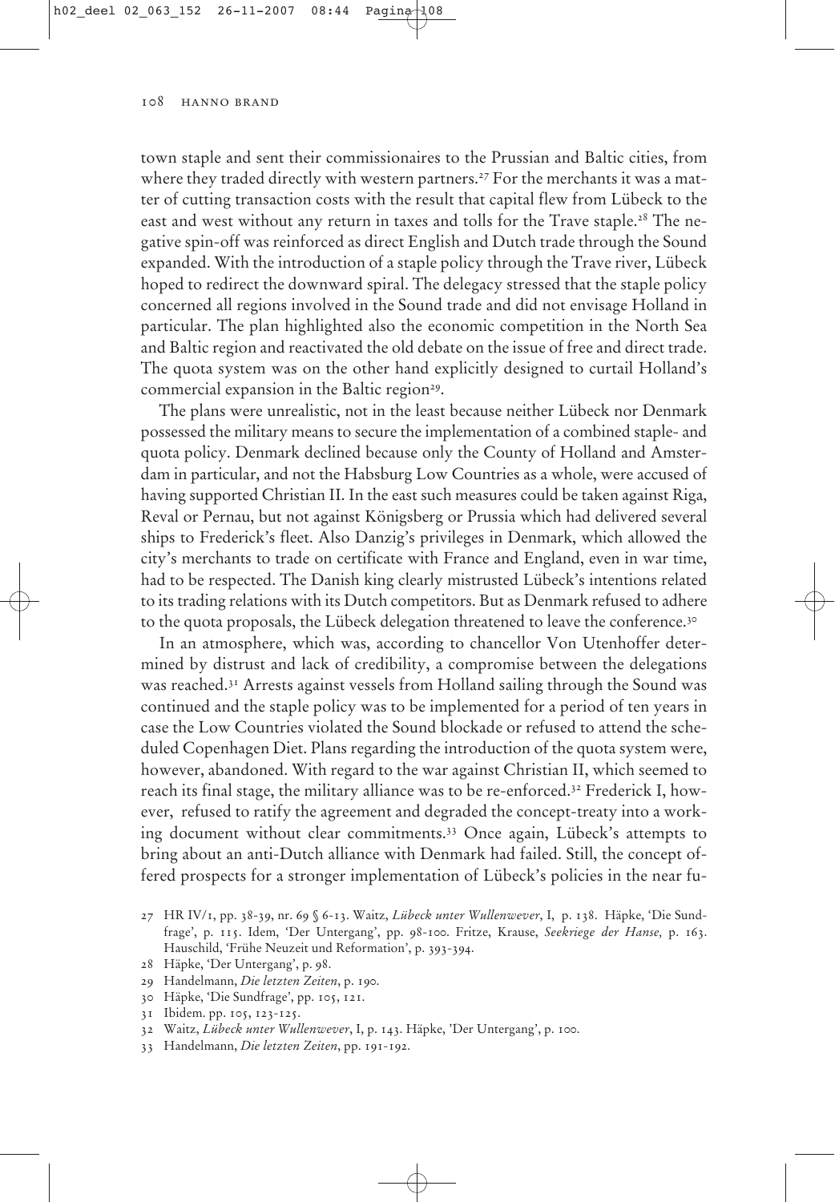town staple and sent their commissionaires to the Prussian and Baltic cities, from where they traded directly with western partners.[27] For the merchants it was a matter of cutting transaction costs with the result that capital flew from Lübeck to the east and west without any return in taxes and tolls for the Trave staple.[28] The negative spin-off was reinforced as direct English and Dutch trade through the Sound expanded. With the introduction of a staple policy through the Trave river, Lübeck hoped to redirect the downward spiral. The delegacy stressed that the staple policy concerned all regions involved in the Sound trade and did not envisage Holland in particular. The plan highlighted also the economic competition in the North Sea and Baltic region and reactivated the old debate on the issue of free and direct trade. The quota system was on the other hand explicitly designed to curtail Holland's commercial expansion in the Baltic region[29].

The plans were unrealistic, not in the least because neither Lübeck nor Denmark possessed the military means to secure the implementation of a combined staple- and quota policy. Denmark declined because only the County of Holland and Amsterdam in particular, and not the Habsburg Low Countries as a whole, were accused of having supported Christian II. In the east such measures could be taken against Riga, Reval or Pernau, but not against Königsberg or Prussia which had delivered several ships to Frederick's fleet. Also Danzig's privileges in Denmark, which allowed the city's merchants to trade on certificate with France and England, even in war time, had to be respected. The Danish king clearly mistrusted Lübeck's intentions related to its trading relations with its Dutch competitors. But as Denmark refused to adhere to the quota proposals, the Lübeck delegation threatened to leave the conference.[30]

In an atmosphere, which was, according to chancellor Von Utenhoffer determined by distrust and lack of credibility, a compromise between the delegations was reached.[31] Arrests against vessels from Holland sailing through the Sound was continued and the staple policy was to be implemented for a period of ten years in case the Low Countries violated the Sound blockade or refused to attend the scheduled Copenhagen Diet. Plans regarding the introduction of the quota system were, however, abandoned. With regard to the war against Christian II, which seemed to reach its final stage, the military alliance was to be re-enforced.[32] Frederick I, however, refused to ratify the agreement and degraded the concept-treaty into a working document without clear commitments.[33] Once again, Lübeck's attempts to bring about an anti-Dutch alliance with Denmark had failed. Still, the concept offered prospects for a stronger implementation of Lübeck's policies in the near fu-

27 HR IV/1, pp. 38-39, nr. 69 § 6-13. Waitz, *Lübeck unter Wullenwever*, I, p. 138. Häpke, 'Die Sundfrage', p. 115. Idem, 'Der Untergang', pp. 98-100. Fritze, Krause, *Seekriege der Hanse,* p. 163. Hauschild, 'Frühe Neuzeit und Reformation', p. 393-394.

28 Häpke, 'Der Untergang', p. 98.

29 Handelmann, *Die letzten Zeiten*, p. 190.

30 Häpke, 'Die Sundfrage', pp. 105, 121.

31 Ibidem. pp. 105, 123-125.

32 Waitz, *Lübeck unter Wullenwever*, I, p. 143. Häpke, 'Der Untergang', p. 100.

33 Handelmann, *Die letzten Zeiten*, pp. 191-192.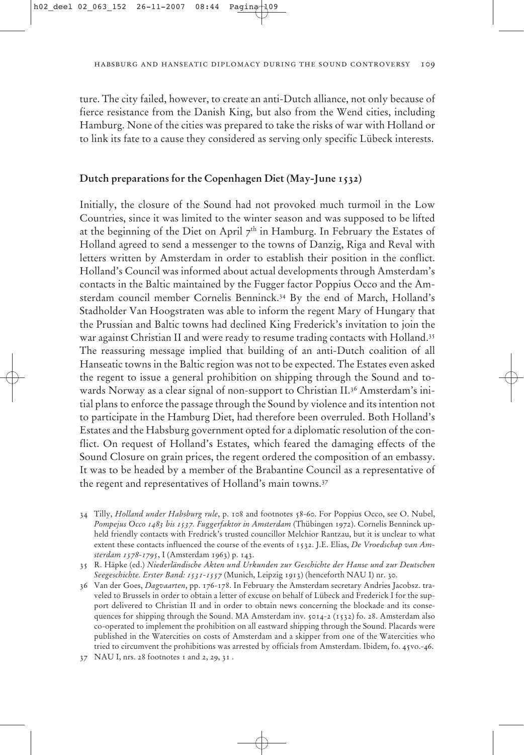ture. The city failed, however, to create an anti-Dutch alliance, not only because of fierce resistance from the Danish King, but also from the Wend cities, including Hamburg. None of the cities was prepared to take the risks of war with Holland or to link its fate to a cause they considered as serving only specific Lübeck interests.

## Dutch preparations for the Copenhagen Diet (May-June 1532)

Initially, the closure of the Sound had not provoked much turmoil in the Low Countries, since it was limited to the winter season and was supposed to be lifted at the beginning of the Diet on April 7th in Hamburg. In February the Estates of Holland agreed to send a messenger to the towns of Danzig, Riga and Reval with letters written by Amsterdam in order to establish their position in the conflict. Holland's Council was informed about actual developments through Amsterdam's contacts in the Baltic maintained by the Fugger factor Poppius Occo and the Amsterdam council member Cornelis Benninck.[34] By the end of March, Holland's Stadholder Van Hoogstraten was able to inform the regent Mary of Hungary that the Prussian and Baltic towns had declined King Frederick's invitation to join the war against Christian II and were ready to resume trading contacts with Holland.[35] The reassuring message implied that building of an anti-Dutch coalition of all Hanseatic towns in the Baltic region was not to be expected. The Estates even asked the regent to issue a general prohibition on shipping through the Sound and towards Norway as a clear signal of non-support to Christian II.[36] Amsterdam's initial plans to enforce the passage through the Sound by violence and its intention not to participate in the Hamburg Diet, had therefore been overruled. Both Holland's Estates and the Habsburg government opted for a diplomatic resolution of the conflict. On request of Holland's Estates, which feared the damaging effects of the Sound Closure on grain prices, the regent ordered the composition of an embassy. It was to be headed by a member of the Brabantine Council as a representative of the regent and representatives of Holland's main towns.[37]

34 Tilly, *Holland under Habsburg rule*, p. 108 and footnotes 58-60. For Poppius Occo, see O. Nubel, *Pompejus Occo 1483 bis 1537. Fuggerfaktor in Amsterdam* (Thübingen 1972). Cornelis Benninck upheld friendly contacts with Fredrick's trusted councillor Melchior Rantzau, but it is unclear to what extent these contacts influenced the course of the events of 1532. J.E. Elias, *De Vroedschap van Amsterdam 1578-1795*, I (Amsterdam 1963) p. 143.

35 R. Häpke (ed.) *Niederländische Akten und Urkunden zur Geschichte der Hanse und zur Deutschen Seegeschichte. Erster Band: 1531-1557* (Munich, Leipzig 1913) (henceforth NAU I) nr. 30.

36 Van der Goes, *Dagvaarten*, pp. 176-178. In February the Amsterdam secretary Andries Jacobsz. traveled to Brussels in order to obtain a letter of excuse on behalf of Lübeck and Frederick I for the support delivered to Christian II and in order to obtain news concerning the blockade and its consequences for shipping through the Sound. MA Amsterdam inv. 5014-2 (1532) fo. 28. Amsterdam also co-operated to implement the prohibition on all eastward shipping through the Sound. Placards were published in the Watercities on costs of Amsterdam and a skipper from one of the Watercities who tried to circumvent the prohibitions was arrested by officials from Amsterdam. Ibidem, fo. 45vo.-46.

37 NAU I, nrs. 28 footnotes 1 and 2, 29, 31 .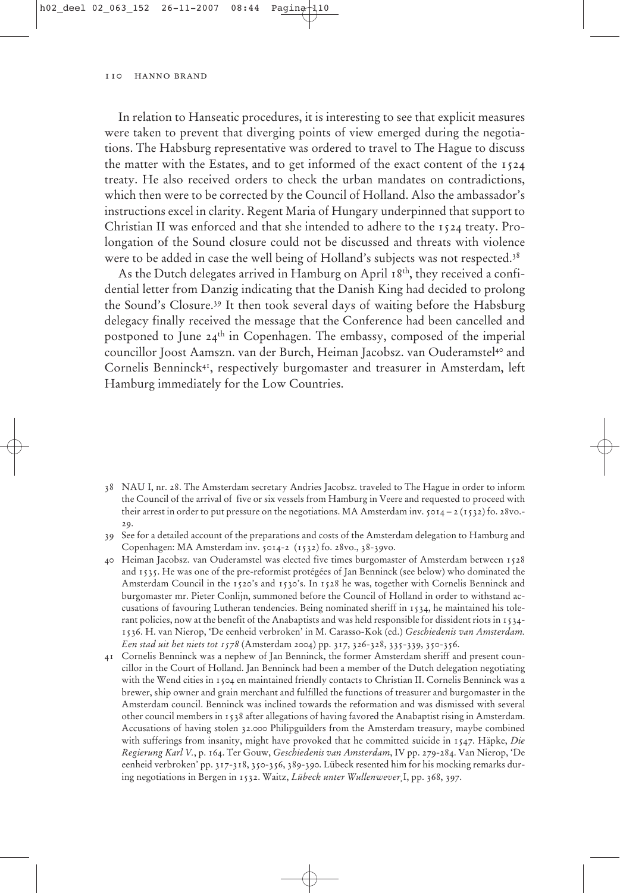In relation to Hanseatic procedures, it is interesting to see that explicit measures were taken to prevent that diverging points of view emerged during the negotiations. The Habsburg representative was ordered to travel to The Hague to discuss the matter with the Estates, and to get informed of the exact content of the 1524 treaty. He also received orders to check the urban mandates on contradictions, which then were to be corrected by the Council of Holland. Also the ambassador's instructions excel in clarity. Regent Maria of Hungary underpinned that support to Christian II was enforced and that she intended to adhere to the 1524 treaty. Prolongation of the Sound closure could not be discussed and threats with violence were to be added in case the well being of Holland's subjects was not respected.[38]

As the Dutch delegates arrived in Hamburg on April 18th, they received a confidential letter from Danzig indicating that the Danish King had decided to prolong the Sound's Closure.[39] It then took several days of waiting before the Habsburg delegacy finally received the message that the Conference had been cancelled and postponed to June 24th in Copenhagen. The embassy, composed of the imperial councillor Joost Aamszn. van der Burch, Heiman Jacobsz. van Ouderamstel[40] and Cornelis Benninck[41], respectively burgomaster and treasurer in Amsterdam, left Hamburg immediately for the Low Countries.

---

38 NAU I, nr. 28. The Amsterdam secretary Andries Jacobsz. traveled to The Hague in order to inform the Council of the arrival of five or six vessels from Hamburg in Veere and requested to proceed with their arrest in order to put pressure on the negotiations. MA Amsterdam inv. 5014 – 2 (1532) fo. 28vo.-29.

39 See for a detailed account of the preparations and costs of the Amsterdam delegation to Hamburg and Copenhagen: MA Amsterdam inv. 5014-2 (1532) fo. 28vo., 38-39vo.

40 Heiman Jacobsz. van Ouderamstel was elected five times burgomaster of Amsterdam between 1528 and 1535. He was one of the pre-reformist protégées of Jan Benninck (see below) who dominated the Amsterdam Council in the 1520's and 1530's. In 1528 he was, together with Cornelis Benninck and burgomaster mr. Pieter Conlijn, summoned before the Council of Holland in order to withstand accusations of favouring Lutheran tendencies. Being nominated sheriff in 1534, he maintained his tolerant policies, now at the benefit of the Anabaptists and was held responsible for dissident riots in 1534-1536. H. van Nierop, 'De eenheid verbroken' in M. Carasso-Kok (ed.) *Geschiedenis van Amsterdam. Een stad uit het niets tot 1578* (Amsterdam 2004) pp. 317, 326-328, 335-339, 350-356.

41 Cornelis Benninck was a nephew of Jan Benninck, the former Amsterdam sheriff and present councillor in the Court of Holland. Jan Benninck had been a member of the Dutch delegation negotiating with the Wend cities in 1504 en maintained friendly contacts to Christian II. Cornelis Benninck was a brewer, ship owner and grain merchant and fulfilled the functions of treasurer and burgomaster in the Amsterdam council. Benninck was inclined towards the reformation and was dismissed with several other council members in 1538 after allegations of having favored the Anabaptist rising in Amsterdam. Accusations of having stolen 32.000 Philipguilders from the Amsterdam treasury, maybe combined with sufferings from insanity, might have provoked that he committed suicide in 1547. Häpke, *Die Regierung Karl V.*, p. 164. Ter Gouw, *Geschiedenis van Amsterdam*, IV pp. 279-284. Van Nierop, 'De eenheid verbroken' pp. 317-318, 350-356, 389-390. Lübeck resented him for his mocking remarks during negotiations in Bergen in 1532. Waitz, *Lübeck unter Wullenwever*, I, pp. 368, 397.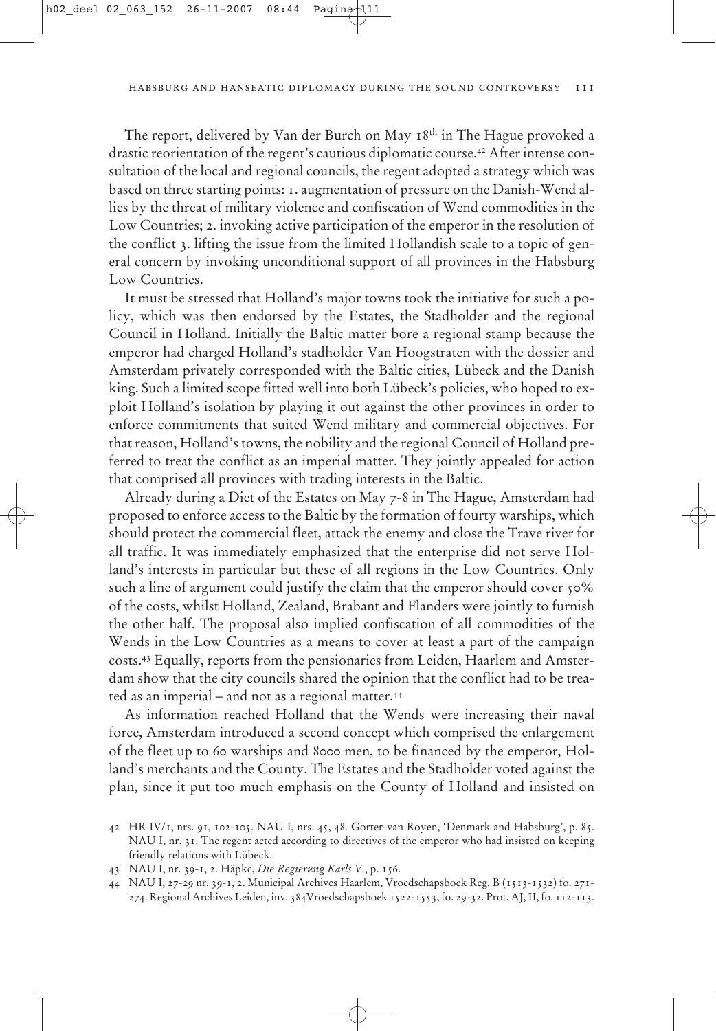The report, delivered by Van der Burch on May 18th in The Hague provoked a drastic reorientation of the regent's cautious diplomatic course.[42] After intense consultation of the local and regional councils, the regent adopted a strategy which was based on three starting points: 1. augmentation of pressure on the Danish-Wend allies by the threat of military violence and confiscation of Wend commodities in the Low Countries; 2. invoking active participation of the emperor in the resolution of the conflict 3. lifting the issue from the limited Hollandish scale to a topic of general concern by invoking unconditional support of all provinces in the Habsburg Low Countries.

It must be stressed that Holland's major towns took the initiative for such a policy, which was then endorsed by the Estates, the Stadholder and the regional Council in Holland. Initially the Baltic matter bore a regional stamp because the emperor had charged Holland's stadholder Van Hoogstraten with the dossier and Amsterdam privately corresponded with the Baltic cities, Lübeck and the Danish king. Such a limited scope fitted well into both Lübeck's policies, who hoped to exploit Holland's isolation by playing it out against the other provinces in order to enforce commitments that suited Wend military and commercial objectives. For that reason, Holland's towns, the nobility and the regional Council of Holland preferred to treat the conflict as an imperial matter. They jointly appealed for action that comprised all provinces with trading interests in the Baltic.

Already during a Diet of the Estates on May 7-8 in The Hague, Amsterdam had proposed to enforce access to the Baltic by the formation of fourty warships, which should protect the commercial fleet, attack the enemy and close the Trave river for all traffic. It was immediately emphasized that the enterprise did not serve Holland's interests in particular but these of all regions in the Low Countries. Only such a line of argument could justify the claim that the emperor should cover 50% of the costs, whilst Holland, Zealand, Brabant and Flanders were jointly to furnish the other half. The proposal also implied confiscation of all commodities of the Wends in the Low Countries as a means to cover at least a part of the campaign costs.[43] Equally, reports from the pensionaries from Leiden, Haarlem and Amsterdam show that the city councils shared the opinion that the conflict had to be treated as an imperial – and not as a regional matter.[44]

As information reached Holland that the Wends were increasing their naval force, Amsterdam introduced a second concept which comprised the enlargement of the fleet up to 60 warships and 8000 men, to be financed by the emperor, Holland's merchants and the County. The Estates and the Stadholder voted against the plan, since it put too much emphasis on the County of Holland and insisted on

---

42 HR IV/1, nrs. 91, 102-105. NAU I, nrs. 45, 48. Gorter-van Royen, 'Denmark and Habsburg', p. 85. NAU I, nr. 31. The regent acted according to directives of the emperor who had insisted on keeping friendly relations with Lübeck.

43 NAU I, nr. 39-1, 2. Häpke, *Die Regierung Karls V.*, p. 156.

44 NAU I, 27-29 nr. 39-1, 2. Municipal Archives Haarlem, Vroedschapsboek Reg. B (1513-1532) fo. 271-274. Regional Archives Leiden, inv. 384Vroedschapsboek 1522-1553, fo. 29-32. Prot. AJ, II, fo. 112-113.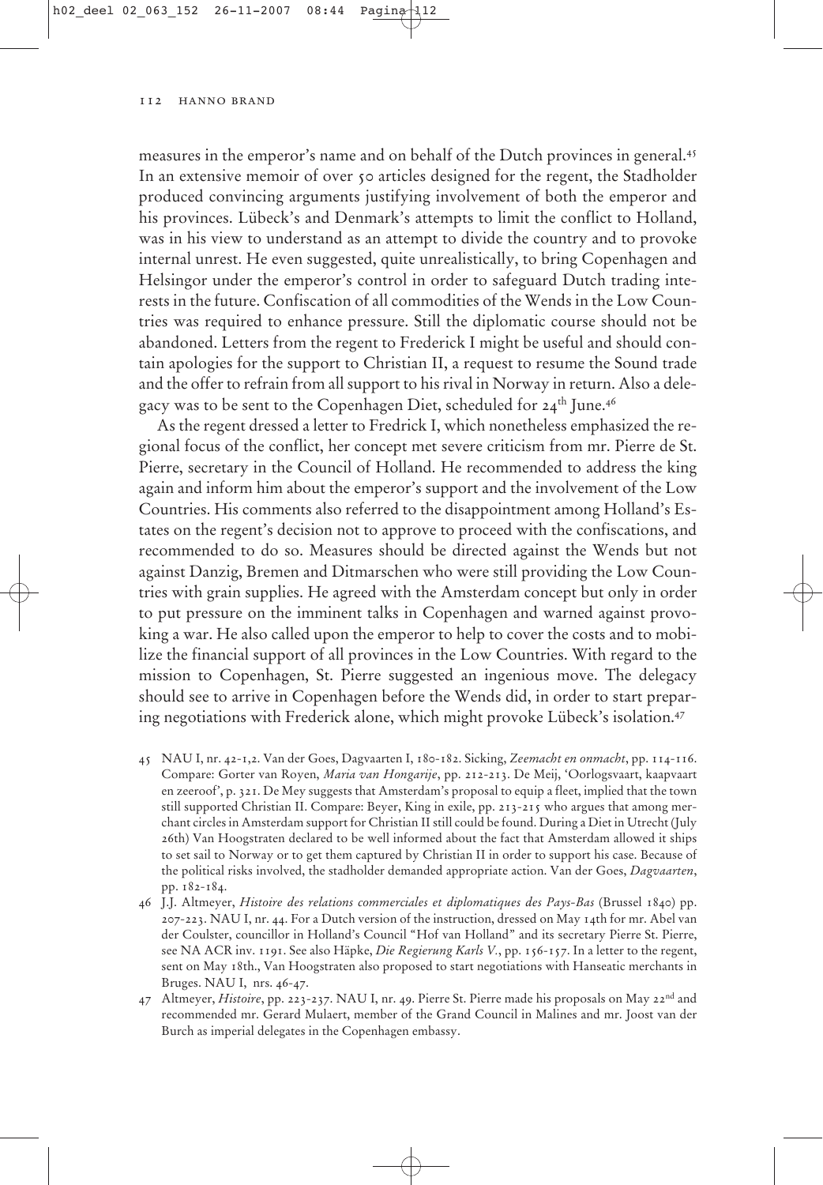measures in the emperor's name and on behalf of the Dutch provinces in general.[45] In an extensive memoir of over 50 articles designed for the regent, the Stadholder produced convincing arguments justifying involvement of both the emperor and his provinces. Lübeck's and Denmark's attempts to limit the conflict to Holland, was in his view to understand as an attempt to divide the country and to provoke internal unrest. He even suggested, quite unrealistically, to bring Copenhagen and Helsingor under the emperor's control in order to safeguard Dutch trading interests in the future. Confiscation of all commodities of the Wends in the Low Countries was required to enhance pressure. Still the diplomatic course should not be abandoned. Letters from the regent to Frederick I might be useful and should contain apologies for the support to Christian II, a request to resume the Sound trade and the offer to refrain from all support to his rival in Norway in return. Also a delegacy was to be sent to the Copenhagen Diet, scheduled for 24th June.[46]

As the regent dressed a letter to Fredrick I, which nonetheless emphasized the regional focus of the conflict, her concept met severe criticism from mr. Pierre de St. Pierre, secretary in the Council of Holland. He recommended to address the king again and inform him about the emperor's support and the involvement of the Low Countries. His comments also referred to the disappointment among Holland's Estates on the regent's decision not to approve to proceed with the confiscations, and recommended to do so. Measures should be directed against the Wends but not against Danzig, Bremen and Ditmarschen who were still providing the Low Countries with grain supplies. He agreed with the Amsterdam concept but only in order to put pressure on the imminent talks in Copenhagen and warned against provoking a war. He also called upon the emperor to help to cover the costs and to mobilize the financial support of all provinces in the Low Countries. With regard to the mission to Copenhagen, St. Pierre suggested an ingenious move. The delegacy should see to arrive in Copenhagen before the Wends did, in order to start preparing negotiations with Frederick alone, which might provoke Lübeck's isolation.[47]

45 NAU I, nr. 42-1,2. Van der Goes, Dagvaarten I, 180-182. Sicking, *Zeemacht en onmacht*, pp. 114-116. Compare: Gorter van Royen, *Maria van Hongarije*, pp. 212-213. De Meij, 'Oorlogsvaart, kaapvaart en zeeroof', p. 321. De Mey suggests that Amsterdam's proposal to equip a fleet, implied that the town still supported Christian II. Compare: Beyer, King in exile, pp. 213-215 who argues that among merchant circles in Amsterdam support for Christian II still could be found. During a Diet in Utrecht (July 26th) Van Hoogstraten declared to be well informed about the fact that Amsterdam allowed it ships to set sail to Norway or to get them captured by Christian II in order to support his case. Because of the political risks involved, the stadholder demanded appropriate action. Van der Goes, *Dagvaarten*, pp. 182-184.

46 J.J. Altmeyer, *Histoire des relations commerciales et diplomatiques des Pays-Bas* (Brussel 1840) pp. 207-223. NAU I, nr. 44. For a Dutch version of the instruction, dressed on May 14th for mr. Abel van der Coulster, councillor in Holland's Council "Hof van Holland" and its secretary Pierre St. Pierre, see NA ACR inv. 1191. See also Häpke, *Die Regierung Karls V.*, pp. 156-157. In a letter to the regent, sent on May 18th., Van Hoogstraten also proposed to start negotiations with Hanseatic merchants in Bruges. NAU I, nrs. 46-47.

47 Altmeyer, *Histoire*, pp. 223-237. NAU I, nr. 49. Pierre St. Pierre made his proposals on May 22nd and recommended mr. Gerard Mulaert, member of the Grand Council in Malines and mr. Joost van der Burch as imperial delegates in the Copenhagen embassy.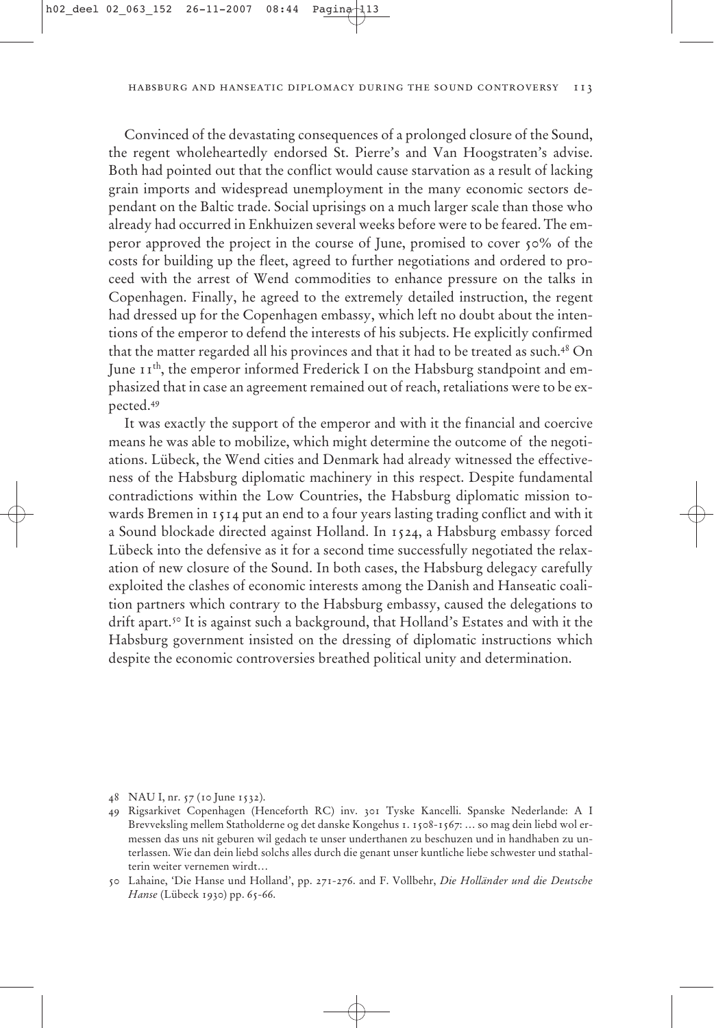Convinced of the devastating consequences of a prolonged closure of the Sound, the regent wholeheartedly endorsed St. Pierre's and Van Hoogstraten's advise. Both had pointed out that the conflict would cause starvation as a result of lacking grain imports and widespread unemployment in the many economic sectors dependant on the Baltic trade. Social uprisings on a much larger scale than those who already had occurred in Enkhuizen several weeks before were to be feared. The emperor approved the project in the course of June, promised to cover 50% of the costs for building up the fleet, agreed to further negotiations and ordered to proceed with the arrest of Wend commodities to enhance pressure on the talks in Copenhagen. Finally, he agreed to the extremely detailed instruction, the regent had dressed up for the Copenhagen embassy, which left no doubt about the intentions of the emperor to defend the interests of his subjects. He explicitly confirmed that the matter regarded all his provinces and that it had to be treated as such.[48] On June 11th, the emperor informed Frederick I on the Habsburg standpoint and emphasized that in case an agreement remained out of reach, retaliations were to be expected.[49]

It was exactly the support of the emperor and with it the financial and coercive means he was able to mobilize, which might determine the outcome of the negotiations. Lübeck, the Wend cities and Denmark had already witnessed the effectiveness of the Habsburg diplomatic machinery in this respect. Despite fundamental contradictions within the Low Countries, the Habsburg diplomatic mission towards Bremen in 1514 put an end to a four years lasting trading conflict and with it a Sound blockade directed against Holland. In 1524, a Habsburg embassy forced Lübeck into the defensive as it for a second time successfully negotiated the relaxation of new closure of the Sound. In both cases, the Habsburg delegacy carefully exploited the clashes of economic interests among the Danish and Hanseatic coalition partners which contrary to the Habsburg embassy, caused the delegations to drift apart.[50] It is against such a background, that Holland's Estates and with it the Habsburg government insisted on the dressing of diplomatic instructions which despite the economic controversies breathed political unity and determination.

48 NAU I, nr. 57 (10 June 1532).

49 Rigsarkivet Copenhagen (Henceforth RC) inv. 301 Tyske Kancelli. Spanske Nederlande: A I Brevveksling mellem Statholderne og det danske Kongehus 1. 1508-1567: … so mag dein liebd wol ermessen das uns nit geburen wil gedach te unser underthanen zu beschuzen und in handhaben zu unterlassen. Wie dan dein liebd solchs alles durch die genant unser kuntliche liebe schwester und stathalterin weiter vernemen wirdt…

50 Lahaine, 'Die Hanse und Holland', pp. 271-276. and F. Vollbehr, *Die Holländer und die Deutsche Hanse* (Lübeck 1930) pp. 65-66.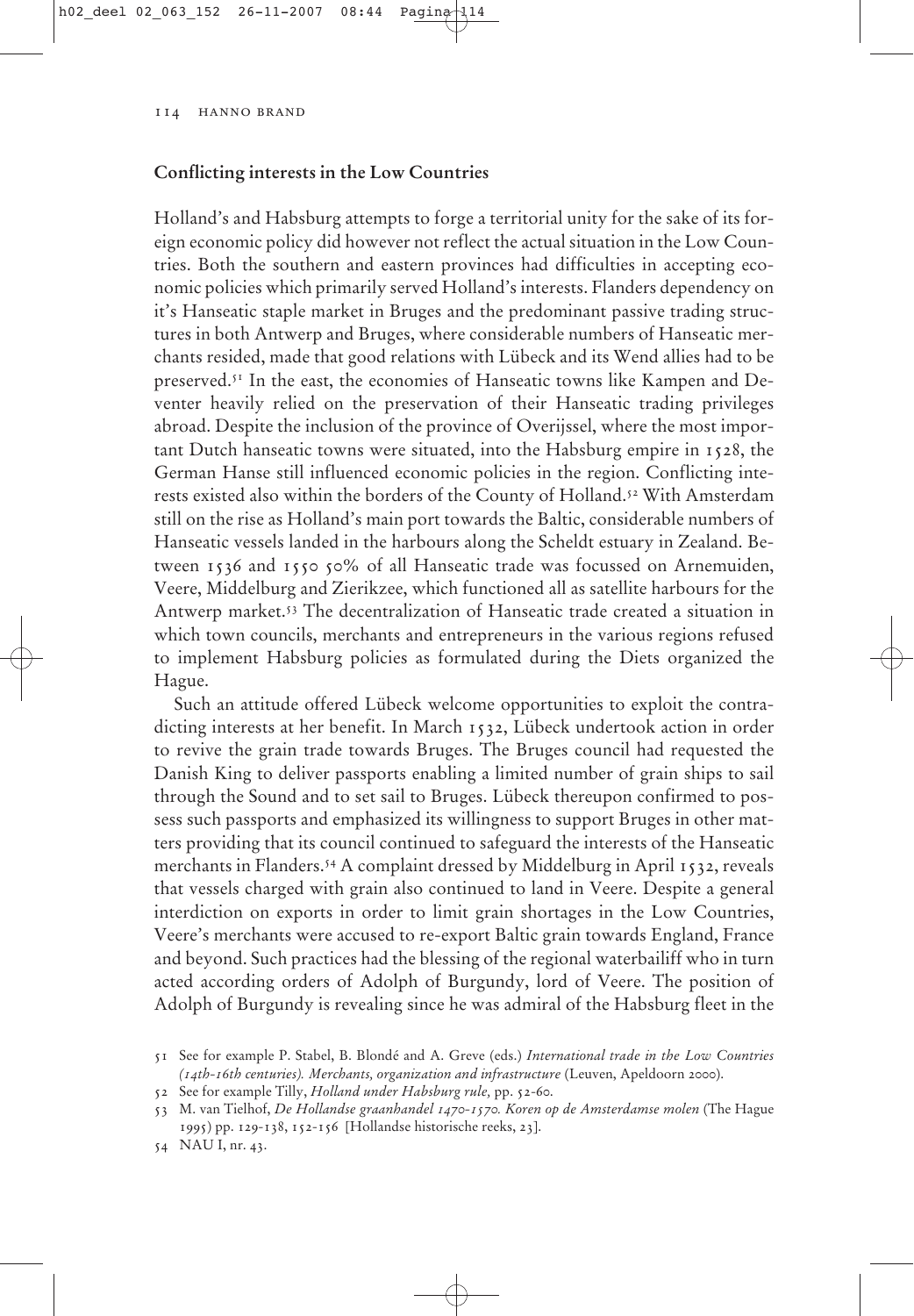## Conflicting interests in the Low Countries

Holland's and Habsburg attempts to forge a territorial unity for the sake of its foreign economic policy did however not reflect the actual situation in the Low Countries. Both the southern and eastern provinces had difficulties in accepting economic policies which primarily served Holland's interests. Flanders dependency on it's Hanseatic staple market in Bruges and the predominant passive trading structures in both Antwerp and Bruges, where considerable numbers of Hanseatic merchants resided, made that good relations with Lübeck and its Wend allies had to be preserved.[51] In the east, the economies of Hanseatic towns like Kampen and Deventer heavily relied on the preservation of their Hanseatic trading privileges abroad. Despite the inclusion of the province of Overijssel, where the most important Dutch hanseatic towns were situated, into the Habsburg empire in 1528, the German Hanse still influenced economic policies in the region. Conflicting interests existed also within the borders of the County of Holland.[52] With Amsterdam still on the rise as Holland's main port towards the Baltic, considerable numbers of Hanseatic vessels landed in the harbours along the Scheldt estuary in Zealand. Between 1536 and 1550 50% of all Hanseatic trade was focussed on Arnemuiden, Veere, Middelburg and Zierikzee, which functioned all as satellite harbours for the Antwerp market.[53] The decentralization of Hanseatic trade created a situation in which town councils, merchants and entrepreneurs in the various regions refused to implement Habsburg policies as formulated during the Diets organized the Hague.

Such an attitude offered Lübeck welcome opportunities to exploit the contradicting interests at her benefit. In March 1532, Lübeck undertook action in order to revive the grain trade towards Bruges. The Bruges council had requested the Danish King to deliver passports enabling a limited number of grain ships to sail through the Sound and to set sail to Bruges. Lübeck thereupon confirmed to possess such passports and emphasized its willingness to support Bruges in other matters providing that its council continued to safeguard the interests of the Hanseatic merchants in Flanders.[54] A complaint dressed by Middelburg in April 1532, reveals that vessels charged with grain also continued to land in Veere. Despite a general interdiction on exports in order to limit grain shortages in the Low Countries, Veere's merchants were accused to re-export Baltic grain towards England, France and beyond. Such practices had the blessing of the regional waterbailiff who in turn acted according orders of Adolph of Burgundy, lord of Veere. The position of Adolph of Burgundy is revealing since he was admiral of the Habsburg fleet in the

51 See for example P. Stabel, B. Blondé and A. Greve (eds.) *International trade in the Low Countries (14th-16th centuries). Merchants, organization and infrastructure* (Leuven, Apeldoorn 2000).

52 See for example Tilly, *Holland under Habsburg rule,* pp. 52-60.

53 M. van Tielhof, *De Hollandse graanhandel 1470-1570. Koren op de Amsterdamse molen* (The Hague 1995) pp. 129-138, 152-156 [Hollandse historische reeks, 23].

54 NAU I, nr. 43.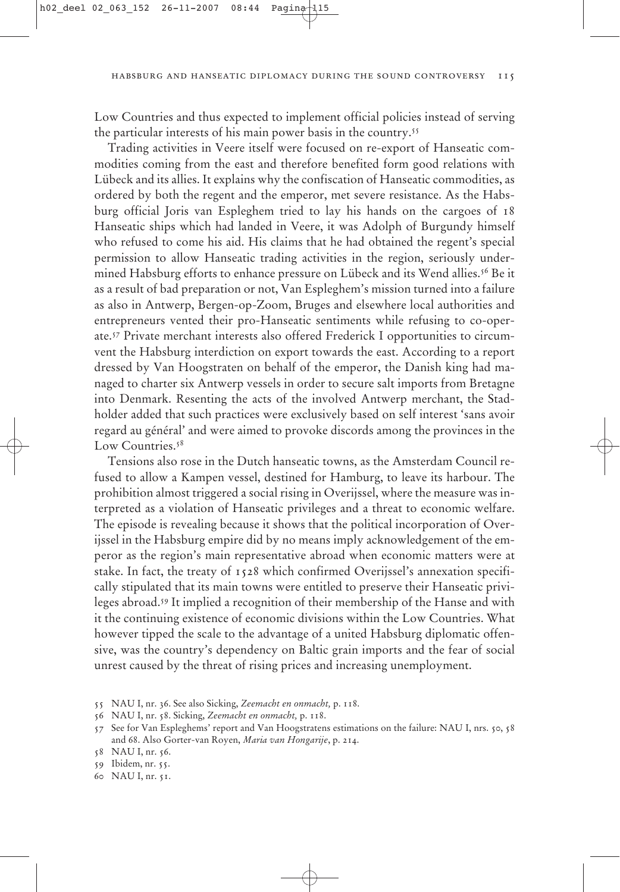Low Countries and thus expected to implement official policies instead of serving the particular interests of his main power basis in the country.[55]

Trading activities in Veere itself were focused on re-export of Hanseatic commodities coming from the east and therefore benefited form good relations with Lübeck and its allies. It explains why the confiscation of Hanseatic commodities, as ordered by both the regent and the emperor, met severe resistance. As the Habsburg official Joris van Espleghem tried to lay his hands on the cargoes of 18 Hanseatic ships which had landed in Veere, it was Adolph of Burgundy himself who refused to come his aid. His claims that he had obtained the regent's special permission to allow Hanseatic trading activities in the region, seriously undermined Habsburg efforts to enhance pressure on Lübeck and its Wend allies.[56] Be it as a result of bad preparation or not, Van Espleghem's mission turned into a failure as also in Antwerp, Bergen-op-Zoom, Bruges and elsewhere local authorities and entrepreneurs vented their pro-Hanseatic sentiments while refusing to co-operate.[57] Private merchant interests also offered Frederick I opportunities to circumvent the Habsburg interdiction on export towards the east. According to a report dressed by Van Hoogstraten on behalf of the emperor, the Danish king had managed to charter six Antwerp vessels in order to secure salt imports from Bretagne into Denmark. Resenting the acts of the involved Antwerp merchant, the Stadholder added that such practices were exclusively based on self interest 'sans avoir regard au général' and were aimed to provoke discords among the provinces in the Low Countries.[58]

Tensions also rose in the Dutch hanseatic towns, as the Amsterdam Council refused to allow a Kampen vessel, destined for Hamburg, to leave its harbour. The prohibition almost triggered a social rising in Overijssel, where the measure was interpreted as a violation of Hanseatic privileges and a threat to economic welfare. The episode is revealing because it shows that the political incorporation of Overijssel in the Habsburg empire did by no means imply acknowledgement of the emperor as the region's main representative abroad when economic matters were at stake. In fact, the treaty of 1528 which confirmed Overijssel's annexation specifically stipulated that its main towns were entitled to preserve their Hanseatic privileges abroad.[59] It implied a recognition of their membership of the Hanse and with it the continuing existence of economic divisions within the Low Countries. What however tipped the scale to the advantage of a united Habsburg diplomatic offensive, was the country's dependency on Baltic grain imports and the fear of social unrest caused by the threat of rising prices and increasing unemployment.

55 NAU I, nr. 36. See also Sicking, *Zeemacht en onmacht,* p. 118.

56 NAU I, nr. 58. Sicking, *Zeemacht en onmacht,* p. 118.

57 See for Van Espleghems' report and Van Hoogstratens estimations on the failure: NAU I, nrs. 50, 58 and 68. Also Gorter-van Royen, *Maria van Hongarije*, p. 214.

58 NAU I, nr. 56.

59 Ibidem, nr. 55.

60 NAU I, nr. 51.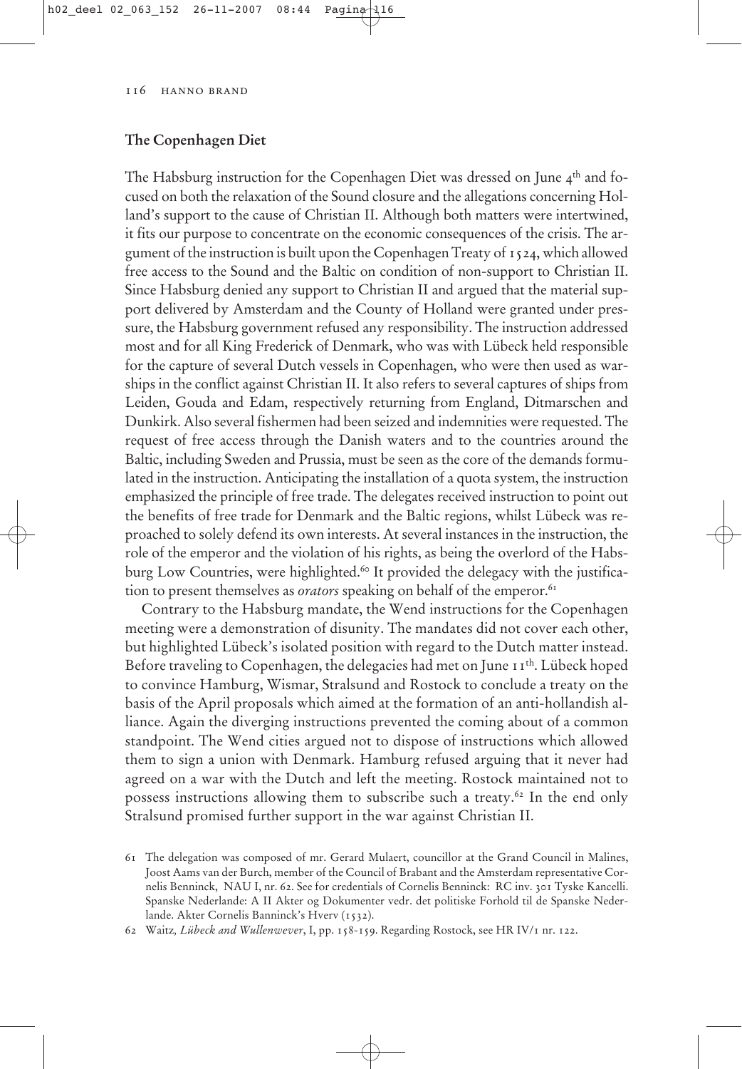## The Copenhagen Diet

The Habsburg instruction for the Copenhagen Diet was dressed on June 4th and focused on both the relaxation of the Sound closure and the allegations concerning Holland's support to the cause of Christian II. Although both matters were intertwined, it fits our purpose to concentrate on the economic consequences of the crisis. The argument of the instruction is built upon the Copenhagen Treaty of 1524, which allowed free access to the Sound and the Baltic on condition of non-support to Christian II. Since Habsburg denied any support to Christian II and argued that the material support delivered by Amsterdam and the County of Holland were granted under pressure, the Habsburg government refused any responsibility. The instruction addressed most and for all King Frederick of Denmark, who was with Lübeck held responsible for the capture of several Dutch vessels in Copenhagen, who were then used as warships in the conflict against Christian II. It also refers to several captures of ships from Leiden, Gouda and Edam, respectively returning from England, Ditmarschen and Dunkirk. Also several fishermen had been seized and indemnities were requested. The request of free access through the Danish waters and to the countries around the Baltic, including Sweden and Prussia, must be seen as the core of the demands formulated in the instruction. Anticipating the installation of a quota system, the instruction emphasized the principle of free trade. The delegates received instruction to point out the benefits of free trade for Denmark and the Baltic regions, whilst Lübeck was reproached to solely defend its own interests. At several instances in the instruction, the role of the emperor and the violation of his rights, as being the overlord of the Habsburg Low Countries, were highlighted.[60] It provided the delegacy with the justification to present themselves as *orators* speaking on behalf of the emperor.[61]

Contrary to the Habsburg mandate, the Wend instructions for the Copenhagen meeting were a demonstration of disunity. The mandates did not cover each other, but highlighted Lübeck's isolated position with regard to the Dutch matter instead. Before traveling to Copenhagen, the delegacies had met on June 11th. Lübeck hoped to convince Hamburg, Wismar, Stralsund and Rostock to conclude a treaty on the basis of the April proposals which aimed at the formation of an anti-hollandish alliance. Again the diverging instructions prevented the coming about of a common standpoint. The Wend cities argued not to dispose of instructions which allowed them to sign a union with Denmark. Hamburg refused arguing that it never had agreed on a war with the Dutch and left the meeting. Rostock maintained not to possess instructions allowing them to subscribe such a treaty.[62] In the end only Stralsund promised further support in the war against Christian II.

61 The delegation was composed of mr. Gerard Mulaert, councillor at the Grand Council in Malines, Joost Aams van der Burch, member of the Council of Brabant and the Amsterdam representative Cornelis Benninck, NAU I, nr. 62. See for credentials of Cornelis Benninck: RC inv. 301 Tyske Kancelli. Spanske Nederlande: A II Akter og Dokumenter vedr. det politiske Forhold til de Spanske Nederlande. Akter Cornelis Banninck's Hverv (1532).

62 Waitz, *Lübeck and Wullenwever*, I, pp. 158-159. Regarding Rostock, see HR IV/1 nr. 122.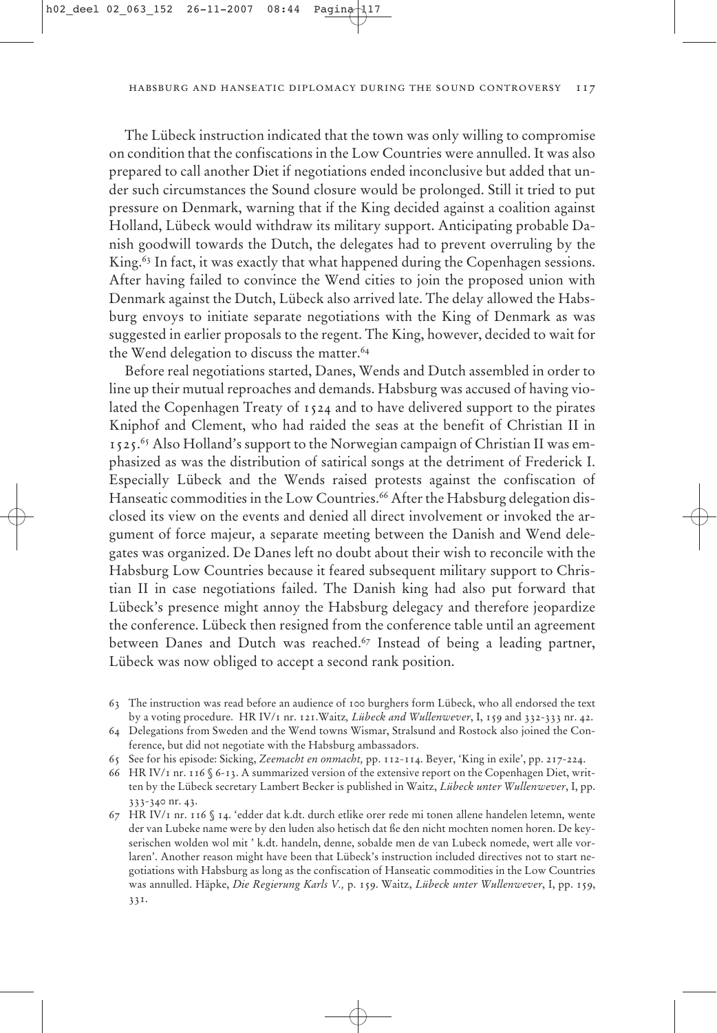The Lübeck instruction indicated that the town was only willing to compromise on condition that the confiscations in the Low Countries were annulled. It was also prepared to call another Diet if negotiations ended inconclusive but added that under such circumstances the Sound closure would be prolonged. Still it tried to put pressure on Denmark, warning that if the King decided against a coalition against Holland, Lübeck would withdraw its military support. Anticipating probable Danish goodwill towards the Dutch, the delegates had to prevent overruling by the King.[63] In fact, it was exactly that what happened during the Copenhagen sessions. After having failed to convince the Wend cities to join the proposed union with Denmark against the Dutch, Lübeck also arrived late. The delay allowed the Habsburg envoys to initiate separate negotiations with the King of Denmark as was suggested in earlier proposals to the regent. The King, however, decided to wait for the Wend delegation to discuss the matter.[64]

Before real negotiations started, Danes, Wends and Dutch assembled in order to line up their mutual reproaches and demands. Habsburg was accused of having violated the Copenhagen Treaty of 1524 and to have delivered support to the pirates Kniphof and Clement, who had raided the seas at the benefit of Christian II in 1525.[65] Also Holland's support to the Norwegian campaign of Christian II was emphasized as was the distribution of satirical songs at the detriment of Frederick I. Especially Lübeck and the Wends raised protests against the confiscation of Hanseatic commodities in the Low Countries.[66] After the Habsburg delegation disclosed its view on the events and denied all direct involvement or invoked the argument of force majeur, a separate meeting between the Danish and Wend delegates was organized. De Danes left no doubt about their wish to reconcile with the Habsburg Low Countries because it feared subsequent military support to Christian II in case negotiations failed. The Danish king had also put forward that Lübeck's presence might annoy the Habsburg delegacy and therefore jeopardize the conference. Lübeck then resigned from the conference table until an agreement between Danes and Dutch was reached.[67] Instead of being a leading partner, Lübeck was now obliged to accept a second rank position.

63 The instruction was read before an audience of 100 burghers form Lübeck, who all endorsed the text by a voting procedure. HR IV/1 nr. 121.Waitz, *Lübeck and Wullenwever*, I, 159 and 332-333 nr. 42.

64 Delegations from Sweden and the Wend towns Wismar, Stralsund and Rostock also joined the Conference, but did not negotiate with the Habsburg ambassadors.

65 See for his episode: Sicking, *Zeemacht en onmacht,* pp. 112-114. Beyer, 'King in exile', pp. 217-224.

66 HR IV/1 nr. 116 § 6-13. A summarized version of the extensive report on the Copenhagen Diet, written by the Lübeck secretary Lambert Becker is published in Waitz, *Lübeck unter Wullenwever*, I, pp. 333-340 nr. 43.

67 HR IV/1 nr. 116 § 14. 'edder dat k.dt. durch etlike orer rede mi tonen allene handelen letemn, wente der van Lubeke name were by den luden also hetisch dat ße den nicht mochten nomen horen. De keyserischen wolden wol mit ' k.dt. handeln, denne, sobalde men de van Lubeck nomede, wert alle vorlaren'. Another reason might have been that Lübeck's instruction included directives not to start negotiations with Habsburg as long as the confiscation of Hanseatic commodities in the Low Countries was annulled. Häpke, *Die Regierung Karls V.,* p. 159. Waitz, *Lübeck unter Wullenwever*, I, pp. 159, 331.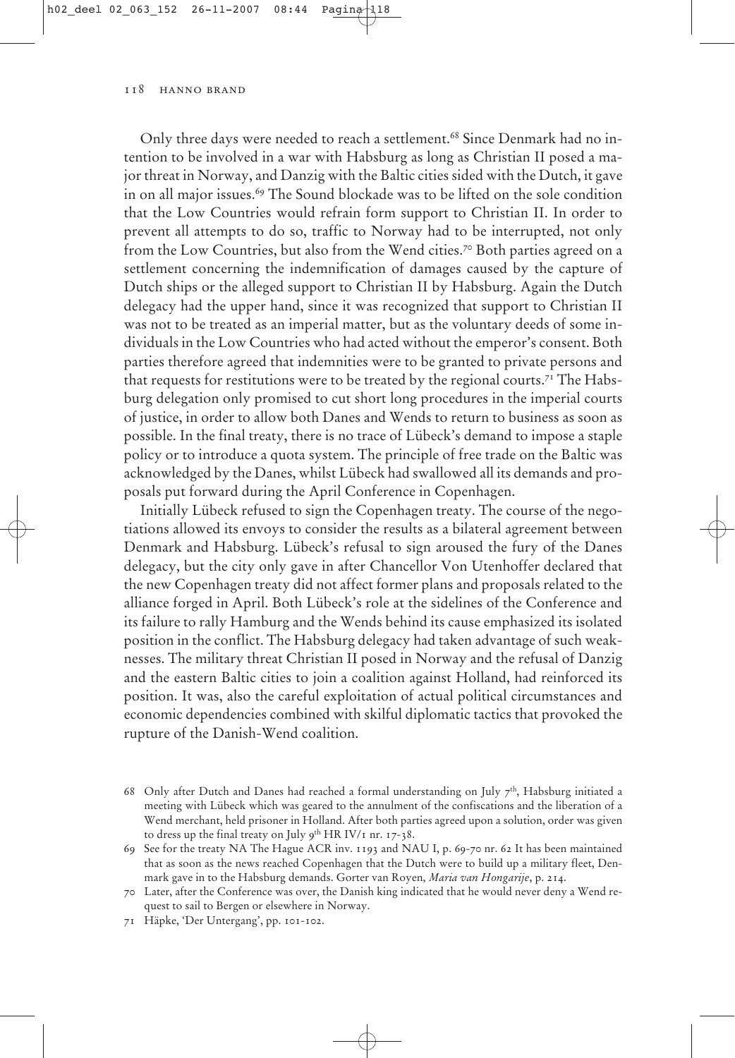Only three days were needed to reach a settlement.[68] Since Denmark had no intention to be involved in a war with Habsburg as long as Christian II posed a major threat in Norway, and Danzig with the Baltic cities sided with the Dutch, it gave in on all major issues.[69] The Sound blockade was to be lifted on the sole condition that the Low Countries would refrain form support to Christian II. In order to prevent all attempts to do so, traffic to Norway had to be interrupted, not only from the Low Countries, but also from the Wend cities.[70] Both parties agreed on a settlement concerning the indemnification of damages caused by the capture of Dutch ships or the alleged support to Christian II by Habsburg. Again the Dutch delegacy had the upper hand, since it was recognized that support to Christian II was not to be treated as an imperial matter, but as the voluntary deeds of some individuals in the Low Countries who had acted without the emperor's consent. Both parties therefore agreed that indemnities were to be granted to private persons and that requests for restitutions were to be treated by the regional courts.[71] The Habsburg delegation only promised to cut short long procedures in the imperial courts of justice, in order to allow both Danes and Wends to return to business as soon as possible. In the final treaty, there is no trace of Lübeck's demand to impose a staple policy or to introduce a quota system. The principle of free trade on the Baltic was acknowledged by the Danes, whilst Lübeck had swallowed all its demands and proposals put forward during the April Conference in Copenhagen.

Initially Lübeck refused to sign the Copenhagen treaty. The course of the negotiations allowed its envoys to consider the results as a bilateral agreement between Denmark and Habsburg. Lübeck's refusal to sign aroused the fury of the Danes delegacy, but the city only gave in after Chancellor Von Utenhoffer declared that the new Copenhagen treaty did not affect former plans and proposals related to the alliance forged in April. Both Lübeck's role at the sidelines of the Conference and its failure to rally Hamburg and the Wends behind its cause emphasized its isolated position in the conflict. The Habsburg delegacy had taken advantage of such weaknesses. The military threat Christian II posed in Norway and the refusal of Danzig and the eastern Baltic cities to join a coalition against Holland, had reinforced its position. It was, also the careful exploitation of actual political circumstances and economic dependencies combined with skilful diplomatic tactics that provoked the rupture of the Danish-Wend coalition.

68 Only after Dutch and Danes had reached a formal understanding on July 7th, Habsburg initiated a meeting with Lübeck which was geared to the annulment of the confiscations and the liberation of a Wend merchant, held prisoner in Holland. After both parties agreed upon a solution, order was given to dress up the final treaty on July 9th HR IV/1 nr. 17-38.

69 See for the treaty NA The Hague ACR inv. 1193 and NAU I, p. 69-70 nr. 62 It has been maintained that as soon as the news reached Copenhagen that the Dutch were to build up a military fleet, Denmark gave in to the Habsburg demands. Gorter van Royen, *Maria van Hongarije*, p. 214.

70 Later, after the Conference was over, the Danish king indicated that he would never deny a Wend request to sail to Bergen or elsewhere in Norway.

71 Häpke, 'Der Untergang', pp. 101-102.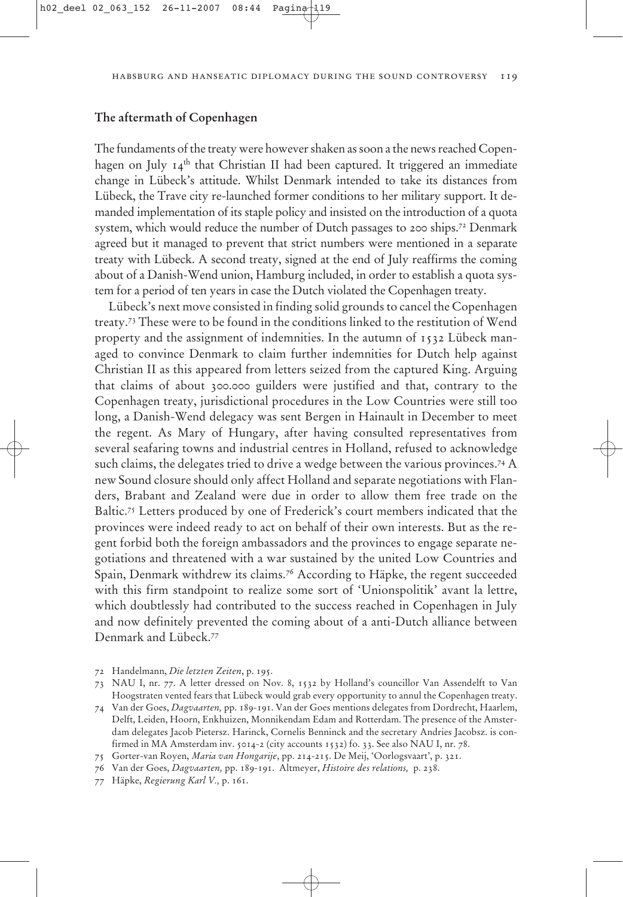## The aftermath of Copenhagen

The fundaments of the treaty were however shaken as soon a the news reached Copenhagen on July 14th that Christian II had been captured. It triggered an immediate change in Lübeck's attitude. Whilst Denmark intended to take its distances from Lübeck, the Trave city re-launched former conditions to her military support. It demanded implementation of its staple policy and insisted on the introduction of a quota system, which would reduce the number of Dutch passages to 200 ships.[72] Denmark agreed but it managed to prevent that strict numbers were mentioned in a separate treaty with Lübeck. A second treaty, signed at the end of July reaffirms the coming about of a Danish-Wend union, Hamburg included, in order to establish a quota system for a period of ten years in case the Dutch violated the Copenhagen treaty.

Lübeck's next move consisted in finding solid grounds to cancel the Copenhagen treaty.[73] These were to be found in the conditions linked to the restitution of Wend property and the assignment of indemnities. In the autumn of 1532 Lübeck managed to convince Denmark to claim further indemnities for Dutch help against Christian II as this appeared from letters seized from the captured King. Arguing that claims of about 300.000 guilders were justified and that, contrary to the Copenhagen treaty, jurisdictional procedures in the Low Countries were still too long, a Danish-Wend delegacy was sent Bergen in Hainault in December to meet the regent. As Mary of Hungary, after having consulted representatives from several seafaring towns and industrial centres in Holland, refused to acknowledge such claims, the delegates tried to drive a wedge between the various provinces.[74] A new Sound closure should only affect Holland and separate negotiations with Flanders, Brabant and Zealand were due in order to allow them free trade on the Baltic.[75] Letters produced by one of Frederick's court members indicated that the provinces were indeed ready to act on behalf of their own interests. But as the regent forbid both the foreign ambassadors and the provinces to engage separate negotiations and threatened with a war sustained by the united Low Countries and Spain, Denmark withdrew its claims.[76] According to Häpke, the regent succeeded with this firm standpoint to realize some sort of 'Unionspolitik' avant la lettre, which doubtlessly had contributed to the success reached in Copenhagen in July and now definitely prevented the coming about of a anti-Dutch alliance between Denmark and Lübeck.[77]

72 Handelmann, *Die letzten Zeiten*, p. 195.

73 NAU I, nr. 77. A letter dressed on Nov. 8, 1532 by Holland's councillor Van Assendelft to Van Hoogstraten vented fears that Lübeck would grab every opportunity to annul the Copenhagen treaty.

74 Van der Goes, *Dagvaarten,* pp. 189-191. Van der Goes mentions delegates from Dordrecht, Haarlem, Delft, Leiden, Hoorn, Enkhuizen, Monnikendam Edam and Rotterdam. The presence of the Amsterdam delegates Jacob Pietersz. Harinck, Cornelis Benninck and the secretary Andries Jacobsz. is confirmed in MA Amsterdam inv. 5014-2 (city accounts 1532) fo. 33. See also NAU I, nr. 78.

75 Gorter-van Royen, *Maria van Hongarije*, pp. 214-215. De Meij, 'Oorlogsvaart', p. 321.

76 Van der Goes, *Dagvaarten,* pp. 189-191. Altmeyer, *Histoire des relations,* p. 238.

77 Häpke, *Regierung Karl V.,* p. 161.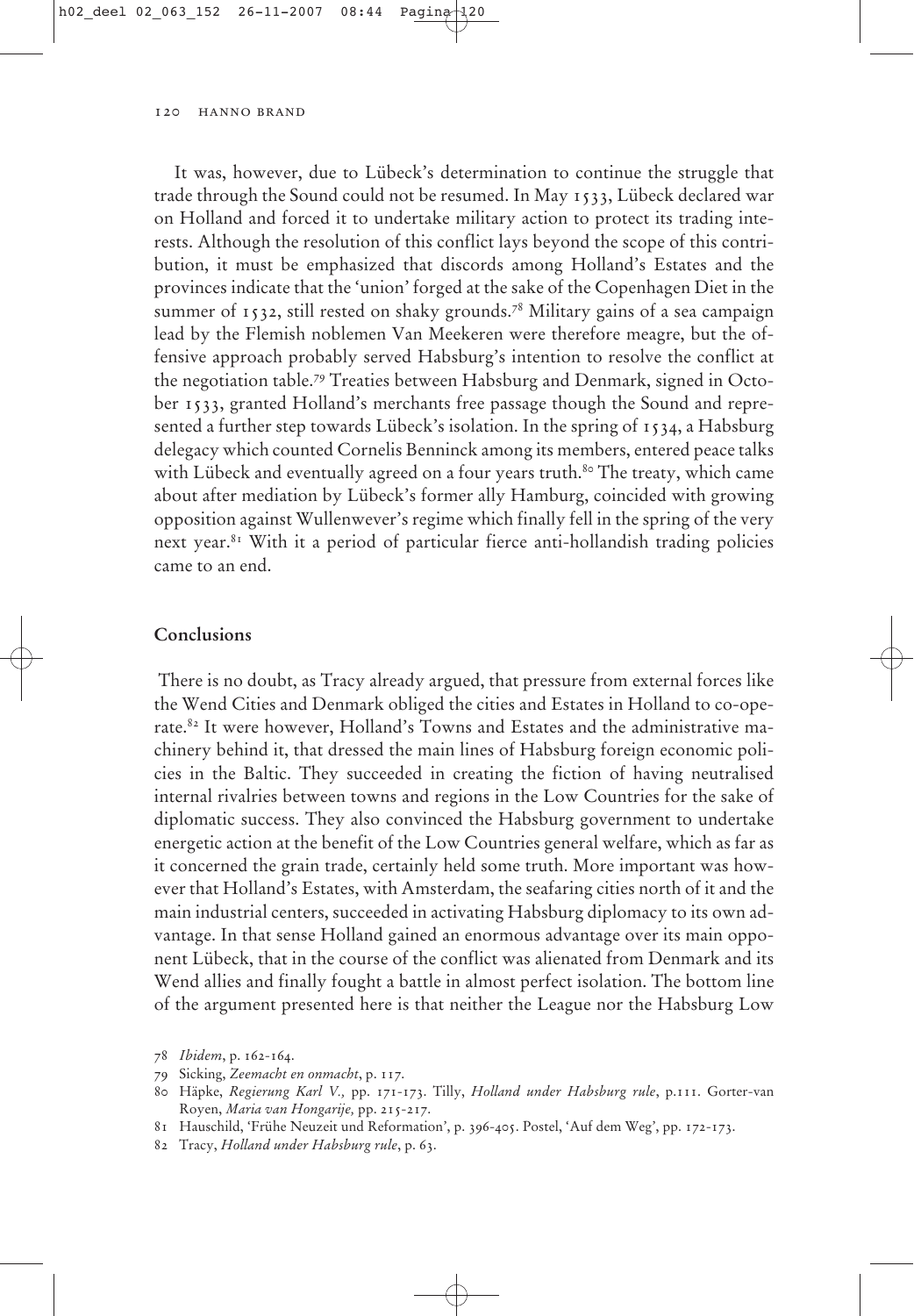It was, however, due to Lübeck's determination to continue the struggle that trade through the Sound could not be resumed. In May 1533, Lübeck declared war on Holland and forced it to undertake military action to protect its trading interests. Although the resolution of this conflict lays beyond the scope of this contribution, it must be emphasized that discords among Holland's Estates and the provinces indicate that the 'union' forged at the sake of the Copenhagen Diet in the summer of 1532, still rested on shaky grounds.[78] Military gains of a sea campaign lead by the Flemish noblemen Van Meekeren were therefore meagre, but the offensive approach probably served Habsburg's intention to resolve the conflict at the negotiation table.[79] Treaties between Habsburg and Denmark, signed in October 1533, granted Holland's merchants free passage though the Sound and represented a further step towards Lübeck's isolation. In the spring of 1534, a Habsburg delegacy which counted Cornelis Benninck among its members, entered peace talks with Lübeck and eventually agreed on a four years truth.[80] The treaty, which came about after mediation by Lübeck's former ally Hamburg, coincided with growing opposition against Wullenwever's regime which finally fell in the spring of the very next year.[81] With it a period of particular fierce anti-hollandish trading policies came to an end.

## Conclusions

There is no doubt, as Tracy already argued, that pressure from external forces like the Wend Cities and Denmark obliged the cities and Estates in Holland to co-operate.[82] It were however, Holland's Towns and Estates and the administrative machinery behind it, that dressed the main lines of Habsburg foreign economic policies in the Baltic. They succeeded in creating the fiction of having neutralised internal rivalries between towns and regions in the Low Countries for the sake of diplomatic success. They also convinced the Habsburg government to undertake energetic action at the benefit of the Low Countries general welfare, which as far as it concerned the grain trade, certainly held some truth. More important was however that Holland's Estates, with Amsterdam, the seafaring cities north of it and the main industrial centers, succeeded in activating Habsburg diplomacy to its own advantage. In that sense Holland gained an enormous advantage over its main opponent Lübeck, that in the course of the conflict was alienated from Denmark and its Wend allies and finally fought a battle in almost perfect isolation. The bottom line of the argument presented here is that neither the League nor the Habsburg Low

78 *Ibidem*, p. 162-164.

79 Sicking, *Zeemacht en onmacht*, p. 117.

80 Häpke, *Regierung Karl V.,* pp. 171-173. Tilly, *Holland under Habsburg rule*, p.111. Gorter-van Royen, *Maria van Hongarije,* pp. 215-217.

81 Hauschild, 'Frühe Neuzeit und Reformation', p. 396-405. Postel, 'Auf dem Weg', pp. 172-173.

82 Tracy, *Holland under Habsburg rule*, p. 63.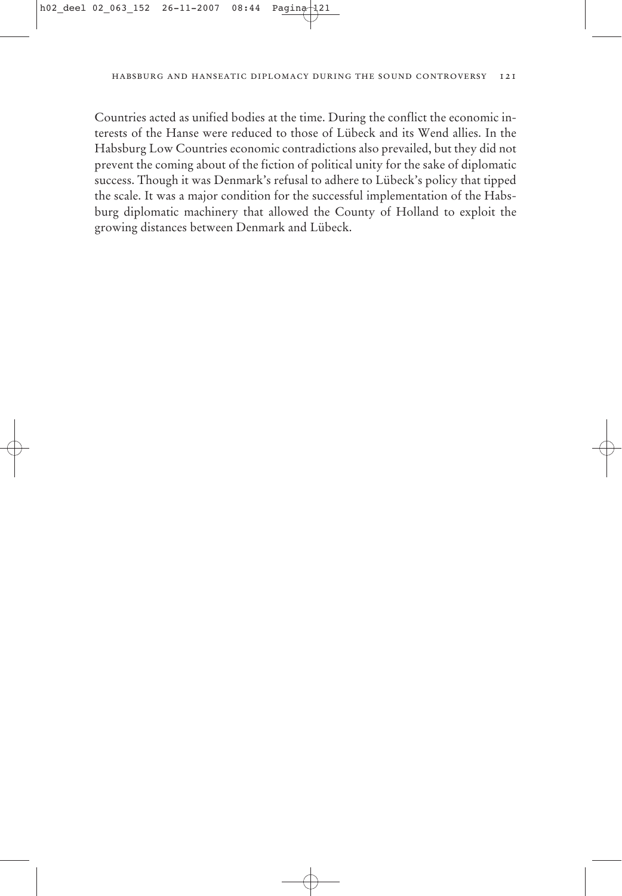Countries acted as unified bodies at the time. During the conflict the economic interests of the Hanse were reduced to those of Lübeck and its Wend allies. In the Habsburg Low Countries economic contradictions also prevailed, but they did not prevent the coming about of the fiction of political unity for the sake of diplomatic success. Though it was Denmark's refusal to adhere to Lübeck's policy that tipped the scale. It was a major condition for the successful implementation of the Habsburg diplomatic machinery that allowed the County of Holland to exploit the growing distances between Denmark and Lübeck.